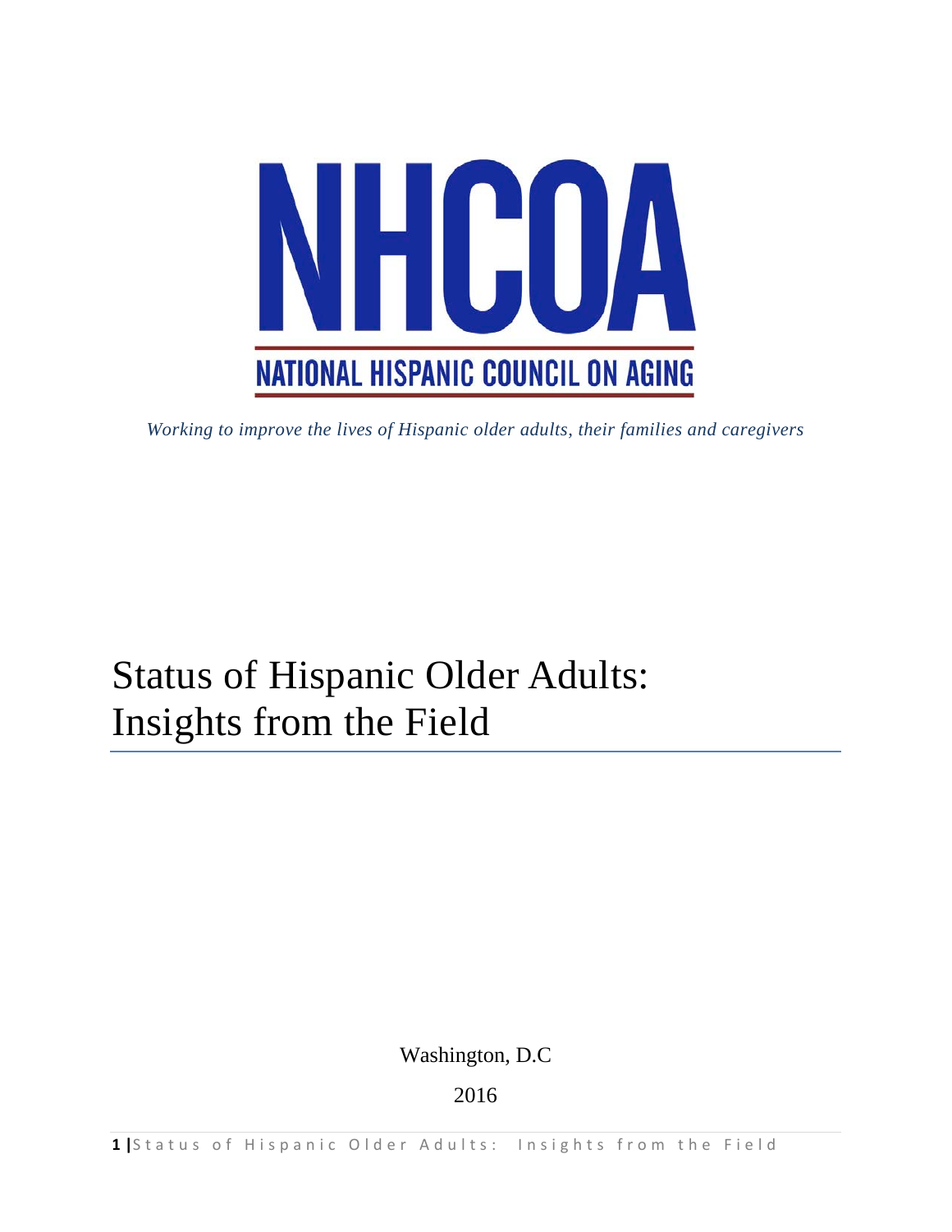# NHCOA

## NATIONAL HISPANIC COUNCIL ON AGING

*Working to improve the lives of Hispanic older adults, their families and caregivers*

# Status of Hispanic Older Adults: Insights from the Field

Washington, D.C

2016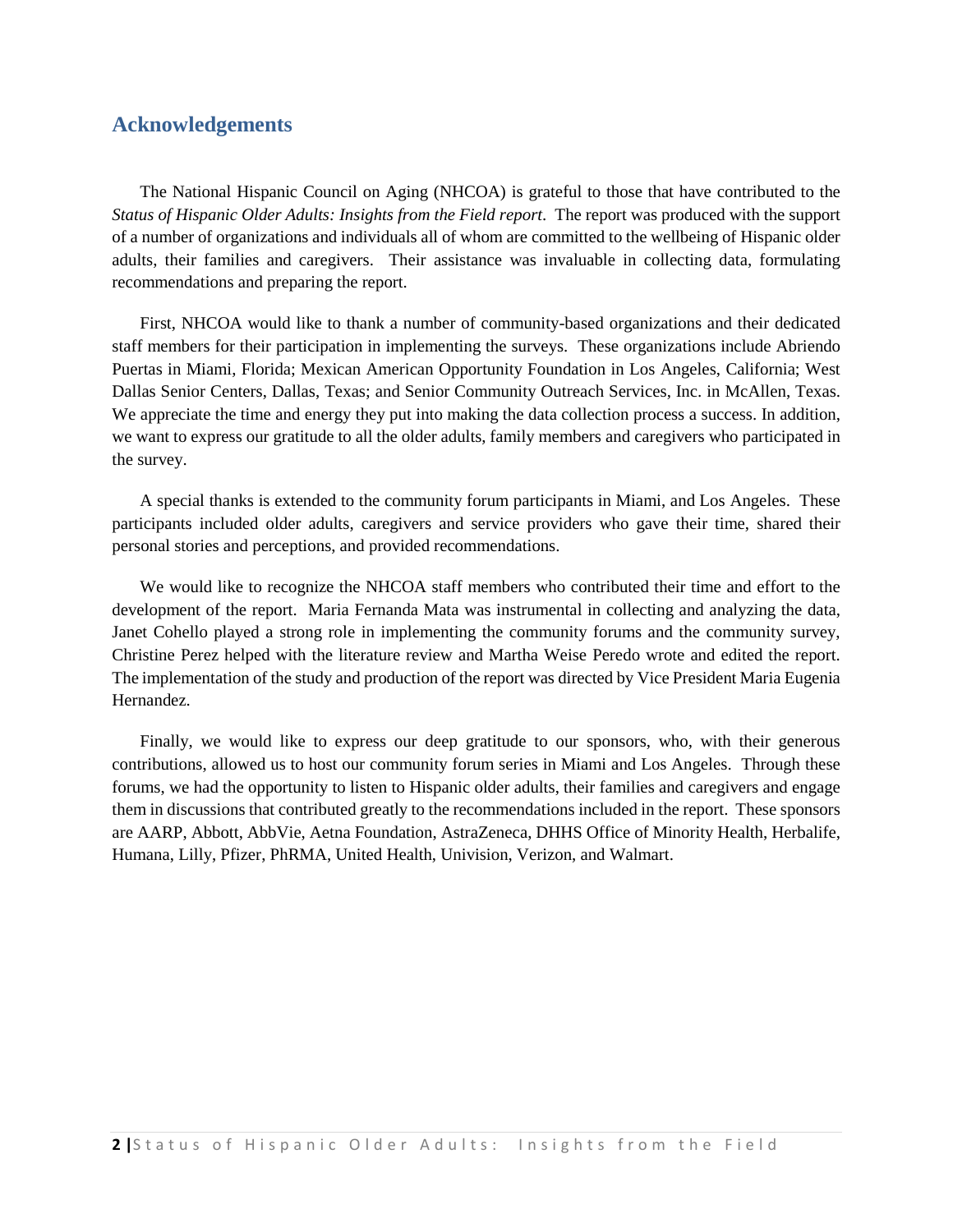## Acknowledgements

The National Hispanic Council on Aging (NHCOA) is grateful to those that have contributed to the *Status of Hispanic Older Adults: Insights from the Field report*. The report was produced with the support of a number of organizations and individuals all of whom are committed to the wellbeing of Hispanic older adults, their families and caregivers. Their assistance was invaluable in collecting data, formulating recommendations and preparing the report.

First, NHCOA would like to thank a number of community-based organizations and their dedicated staff members for their participation in implementing the surveys. These organizations include Abriendo Puertas in Miami, Florida; Mexican American Opportunity Foundation in Los Angeles, California; West Dallas Senior Centers, Dallas, Texas; and Senior Community Outreach Services, Inc. in McAllen, Texas. We appreciate the time and energy they put into making the data collection process a success. In addition, we want to express our gratitude to all the older adults, family members and caregivers who participated in the survey.

A special thanks is extended to the community forum participants in Miami, and Los Angeles. These participants included older adults, caregivers and service providers who gave their time, shared their personal stories and perceptions, and provided recommendations.

We would like to recognize the NHCOA staff members who contributed their time and effort to the development of the report. Maria Fernanda Mata was instrumental in collecting and analyzing the data, Janet Cohello played a strong role in implementing the community forums and the community survey, Christine Perez helped with the literature review and Martha Weise Peredo wrote and edited the report. The implementation of the study and production of the report was directed by Vice President Maria Eugenia Hernandez.

Finally, we would like to express our deep gratitude to our sponsors, who, with their generous contributions, allowed us to host our community forum series in Miami and Los Angeles. Through these forums, we had the opportunity to listen to Hispanic older adults, their families and caregivers and engage them in discussions that contributed greatly to the recommendations included in the report. These sponsors are AARP, Abbott, AbbVie, Aetna Foundation, AstraZeneca, DHHS Office of Minority Health, Herbalife, Humana, Lilly, Pfizer, PhRMA, United Health, Univision, Verizon, and Walmart.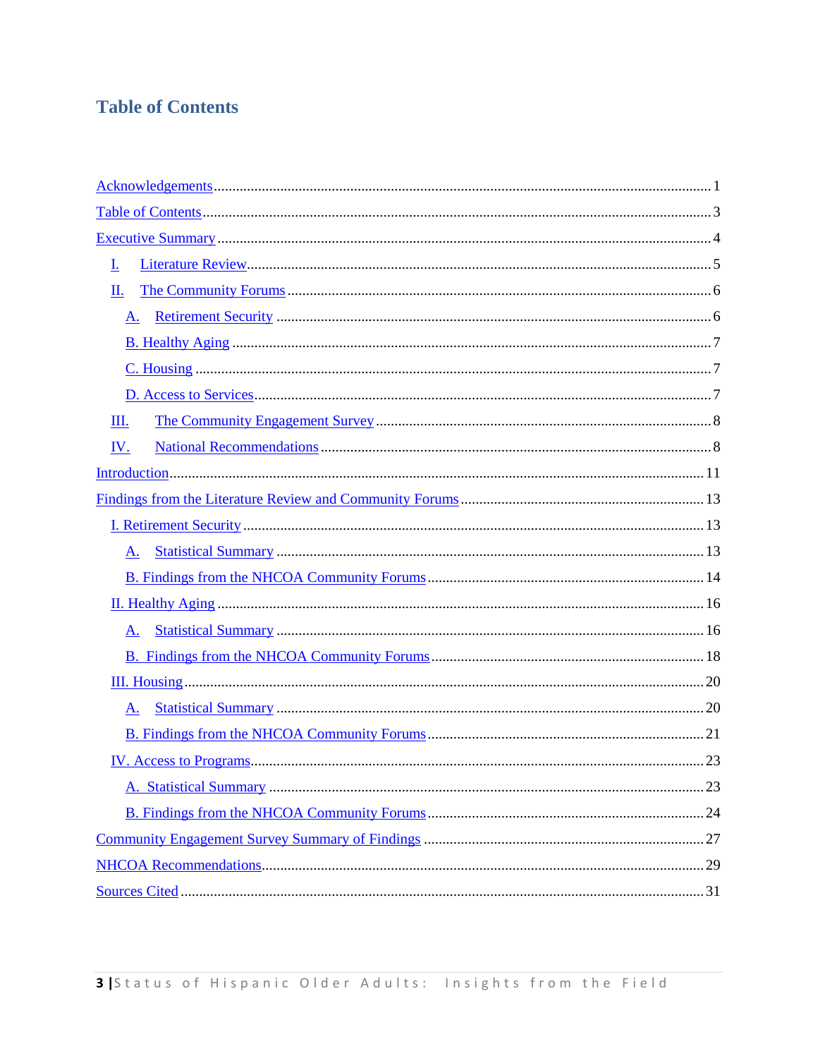# Table of Contents

Acknowledgements ..... 1

Table of Contents ..... 3

Executive Summary ..... 4

- I. Literature Review ..... 5
- II. The Community Forums ..... 6
  - A. Retirement Security ..... 6
  - B. Healthy Aging ..... 7
  - C. Housing ..... 7
  - D. Access to Services ..... 7
- III. The Community Engagement Survey ..... 8
- IV. National Recommendations ..... 8

Introduction ..... 11

Findings from the Literature Review and Community Forums ..... 13

- I. Retirement Security ..... 13
  - A. Statistical Summary ..... 13
  - B. Findings from the NHCOA Community Forums ..... 14
- II. Healthy Aging ..... 16
  - A. Statistical Summary ..... 16
  - B. Findings from the NHCOA Community Forums ..... 18
- III. Housing ..... 20
  - A. Statistical Summary ..... 20
  - B. Findings from the NHCOA Community Forums ..... 21
- IV. Access to Programs ..... 23
  - A. Statistical Summary ..... 23
  - B. Findings from the NHCOA Community Forums ..... 24

Community Engagement Survey Summary of Findings ..... 27

NHCOA Recommendations ..... 29

Sources Cited ..... 31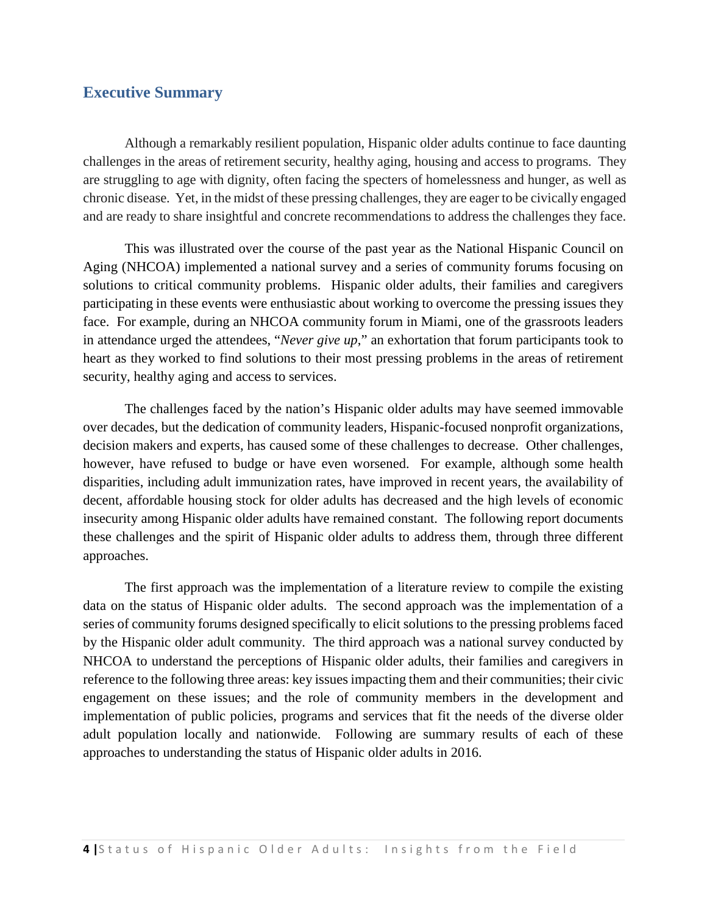## Executive Summary

Although a remarkably resilient population, Hispanic older adults continue to face daunting challenges in the areas of retirement security, healthy aging, housing and access to programs. They are struggling to age with dignity, often facing the specters of homelessness and hunger, as well as chronic disease. Yet, in the midst of these pressing challenges, they are eager to be civically engaged and are ready to share insightful and concrete recommendations to address the challenges they face.

This was illustrated over the course of the past year as the National Hispanic Council on Aging (NHCOA) implemented a national survey and a series of community forums focusing on solutions to critical community problems. Hispanic older adults, their families and caregivers participating in these events were enthusiastic about working to overcome the pressing issues they face. For example, during an NHCOA community forum in Miami, one of the grassroots leaders in attendance urged the attendees, "*Never give up*," an exhortation that forum participants took to heart as they worked to find solutions to their most pressing problems in the areas of retirement security, healthy aging and access to services.

The challenges faced by the nation's Hispanic older adults may have seemed immovable over decades, but the dedication of community leaders, Hispanic-focused nonprofit organizations, decision makers and experts, has caused some of these challenges to decrease. Other challenges, however, have refused to budge or have even worsened. For example, although some health disparities, including adult immunization rates, have improved in recent years, the availability of decent, affordable housing stock for older adults has decreased and the high levels of economic insecurity among Hispanic older adults have remained constant. The following report documents these challenges and the spirit of Hispanic older adults to address them, through three different approaches.

The first approach was the implementation of a literature review to compile the existing data on the status of Hispanic older adults. The second approach was the implementation of a series of community forums designed specifically to elicit solutions to the pressing problems faced by the Hispanic older adult community. The third approach was a national survey conducted by NHCOA to understand the perceptions of Hispanic older adults, their families and caregivers in reference to the following three areas: key issues impacting them and their communities; their civic engagement on these issues; and the role of community members in the development and implementation of public policies, programs and services that fit the needs of the diverse older adult population locally and nationwide. Following are summary results of each of these approaches to understanding the status of Hispanic older adults in 2016.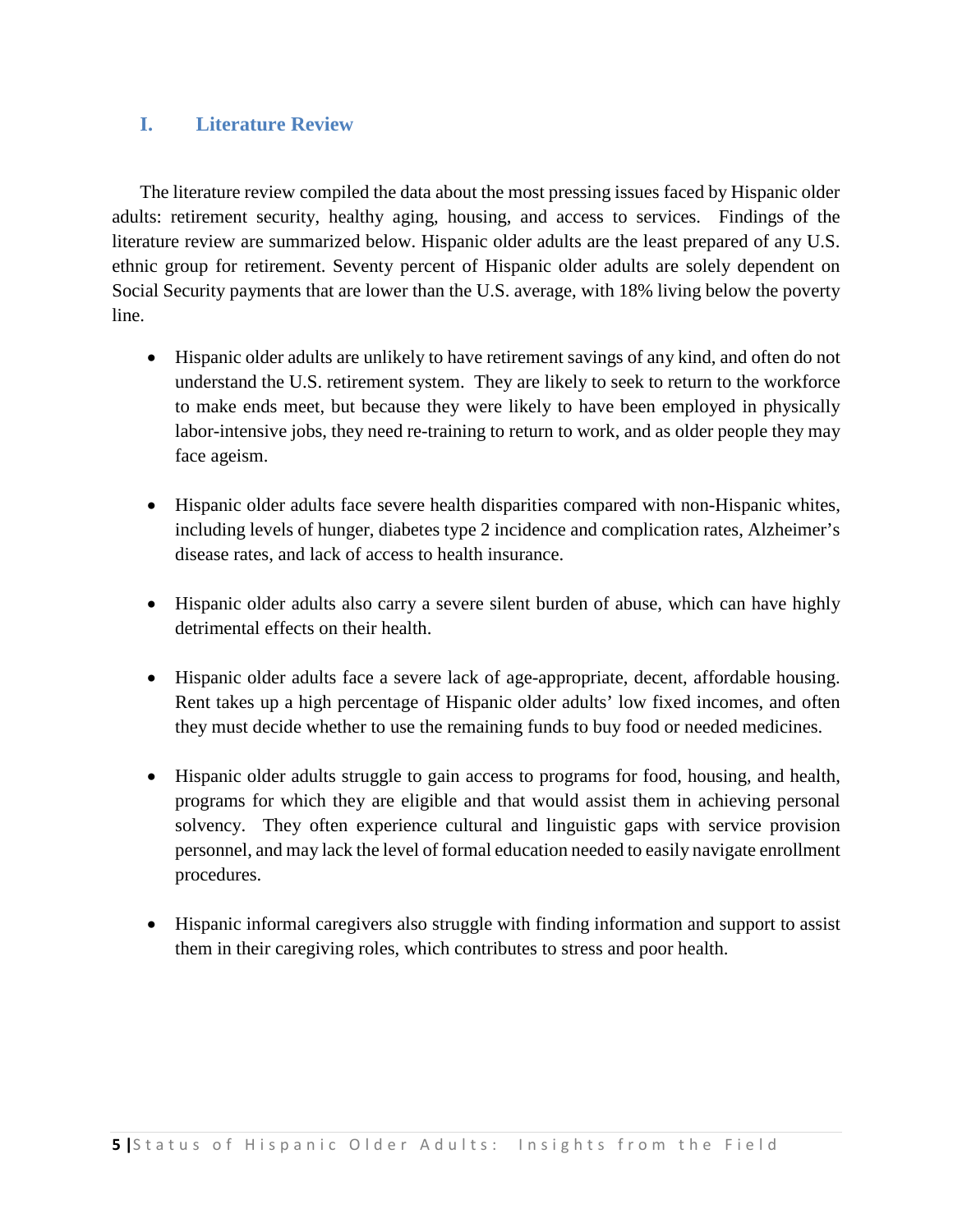## I. Literature Review

The literature review compiled the data about the most pressing issues faced by Hispanic older adults: retirement security, healthy aging, housing, and access to services. Findings of the literature review are summarized below. Hispanic older adults are the least prepared of any U.S. ethnic group for retirement. Seventy percent of Hispanic older adults are solely dependent on Social Security payments that are lower than the U.S. average, with 18% living below the poverty line.

- Hispanic older adults are unlikely to have retirement savings of any kind, and often do not understand the U.S. retirement system. They are likely to seek to return to the workforce to make ends meet, but because they were likely to have been employed in physically labor-intensive jobs, they need re-training to return to work, and as older people they may face ageism.

- Hispanic older adults face severe health disparities compared with non-Hispanic whites, including levels of hunger, diabetes type 2 incidence and complication rates, Alzheimer's disease rates, and lack of access to health insurance.

- Hispanic older adults also carry a severe silent burden of abuse, which can have highly detrimental effects on their health.

- Hispanic older adults face a severe lack of age-appropriate, decent, affordable housing. Rent takes up a high percentage of Hispanic older adults' low fixed incomes, and often they must decide whether to use the remaining funds to buy food or needed medicines.

- Hispanic older adults struggle to gain access to programs for food, housing, and health, programs for which they are eligible and that would assist them in achieving personal solvency. They often experience cultural and linguistic gaps with service provision personnel, and may lack the level of formal education needed to easily navigate enrollment procedures.

- Hispanic informal caregivers also struggle with finding information and support to assist them in their caregiving roles, which contributes to stress and poor health.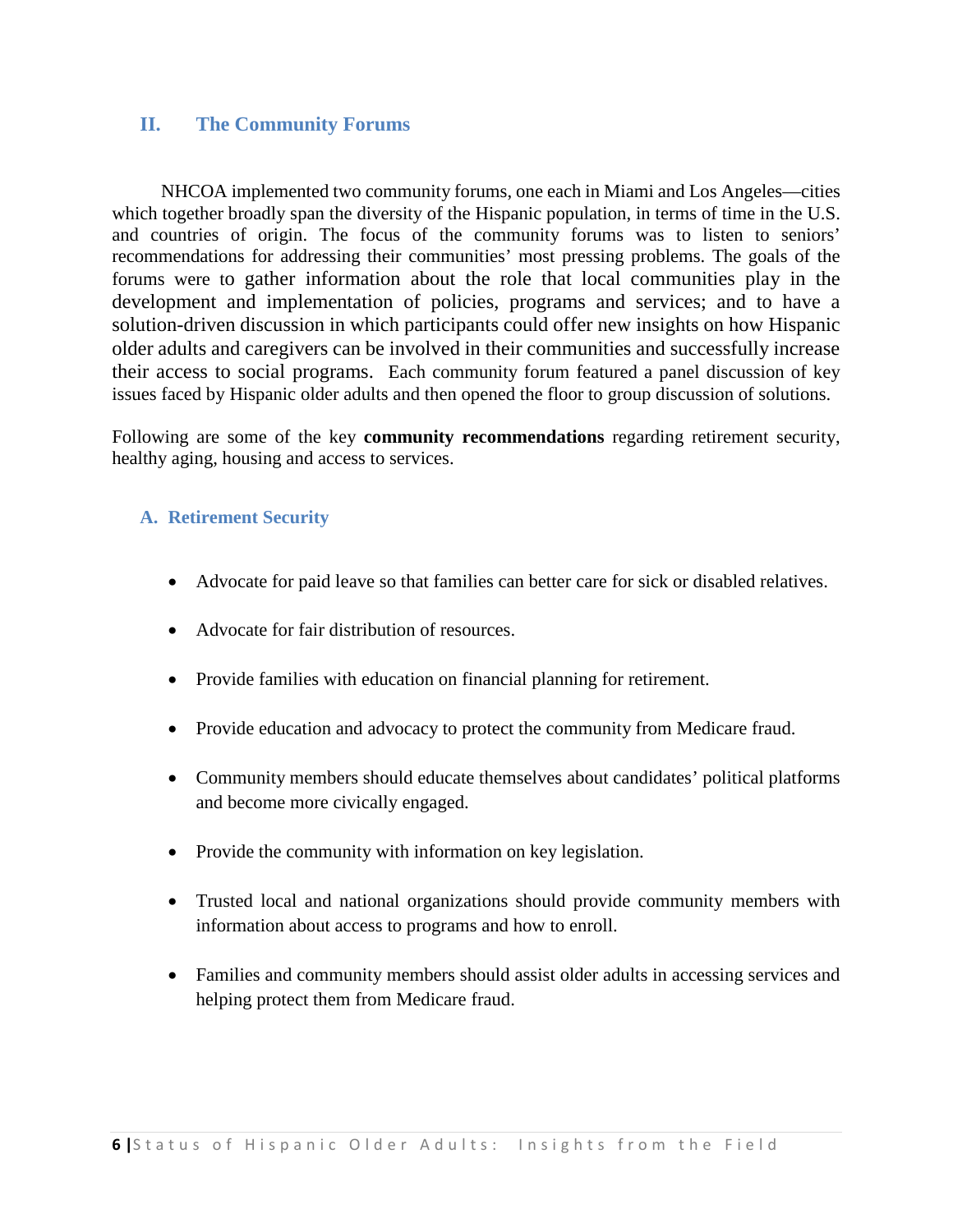## II. The Community Forums

NHCOA implemented two community forums, one each in Miami and Los Angeles—cities which together broadly span the diversity of the Hispanic population, in terms of time in the U.S. and countries of origin. The focus of the community forums was to listen to seniors' recommendations for addressing their communities' most pressing problems. The goals of the forums were to gather information about the role that local communities play in the development and implementation of policies, programs and services; and to have a solution-driven discussion in which participants could offer new insights on how Hispanic older adults and caregivers can be involved in their communities and successfully increase their access to social programs. Each community forum featured a panel discussion of key issues faced by Hispanic older adults and then opened the floor to group discussion of solutions.

Following are some of the key **community recommendations** regarding retirement security, healthy aging, housing and access to services.

### A. Retirement Security

- Advocate for paid leave so that families can better care for sick or disabled relatives.
- Advocate for fair distribution of resources.
- Provide families with education on financial planning for retirement.
- Provide education and advocacy to protect the community from Medicare fraud.
- Community members should educate themselves about candidates' political platforms and become more civically engaged.
- Provide the community with information on key legislation.
- Trusted local and national organizations should provide community members with information about access to programs and how to enroll.
- Families and community members should assist older adults in accessing services and helping protect them from Medicare fraud.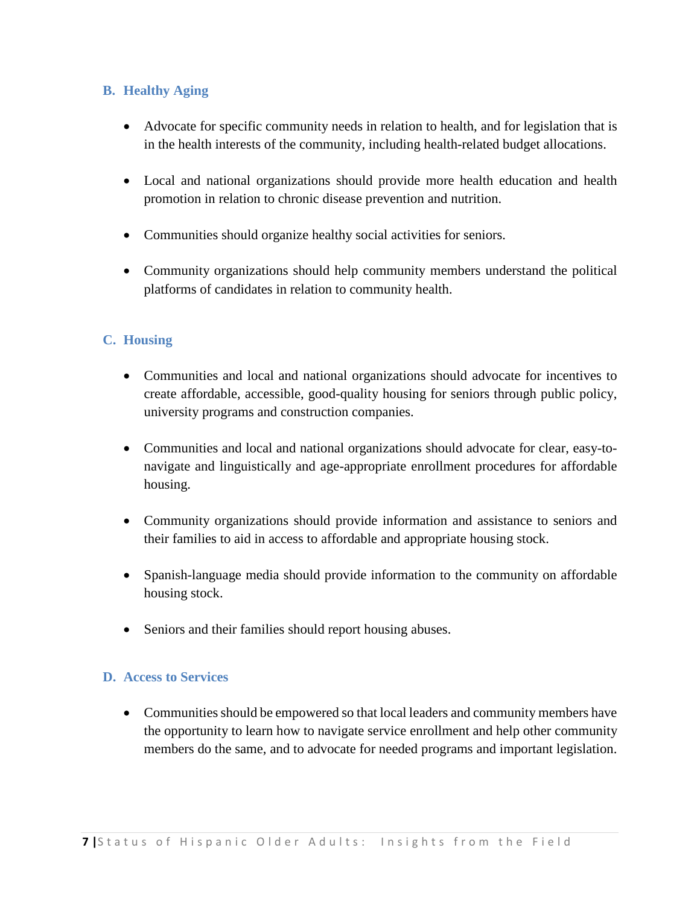### B. Healthy Aging

- Advocate for specific community needs in relation to health, and for legislation that is in the health interests of the community, including health-related budget allocations.
- Local and national organizations should provide more health education and health promotion in relation to chronic disease prevention and nutrition.
- Communities should organize healthy social activities for seniors.
- Community organizations should help community members understand the political platforms of candidates in relation to community health.

### C. Housing

- Communities and local and national organizations should advocate for incentives to create affordable, accessible, good-quality housing for seniors through public policy, university programs and construction companies.
- Communities and local and national organizations should advocate for clear, easy-to-navigate and linguistically and age-appropriate enrollment procedures for affordable housing.
- Community organizations should provide information and assistance to seniors and their families to aid in access to affordable and appropriate housing stock.
- Spanish-language media should provide information to the community on affordable housing stock.
- Seniors and their families should report housing abuses.

### D. Access to Services

- Communities should be empowered so that local leaders and community members have the opportunity to learn how to navigate service enrollment and help other community members do the same, and to advocate for needed programs and important legislation.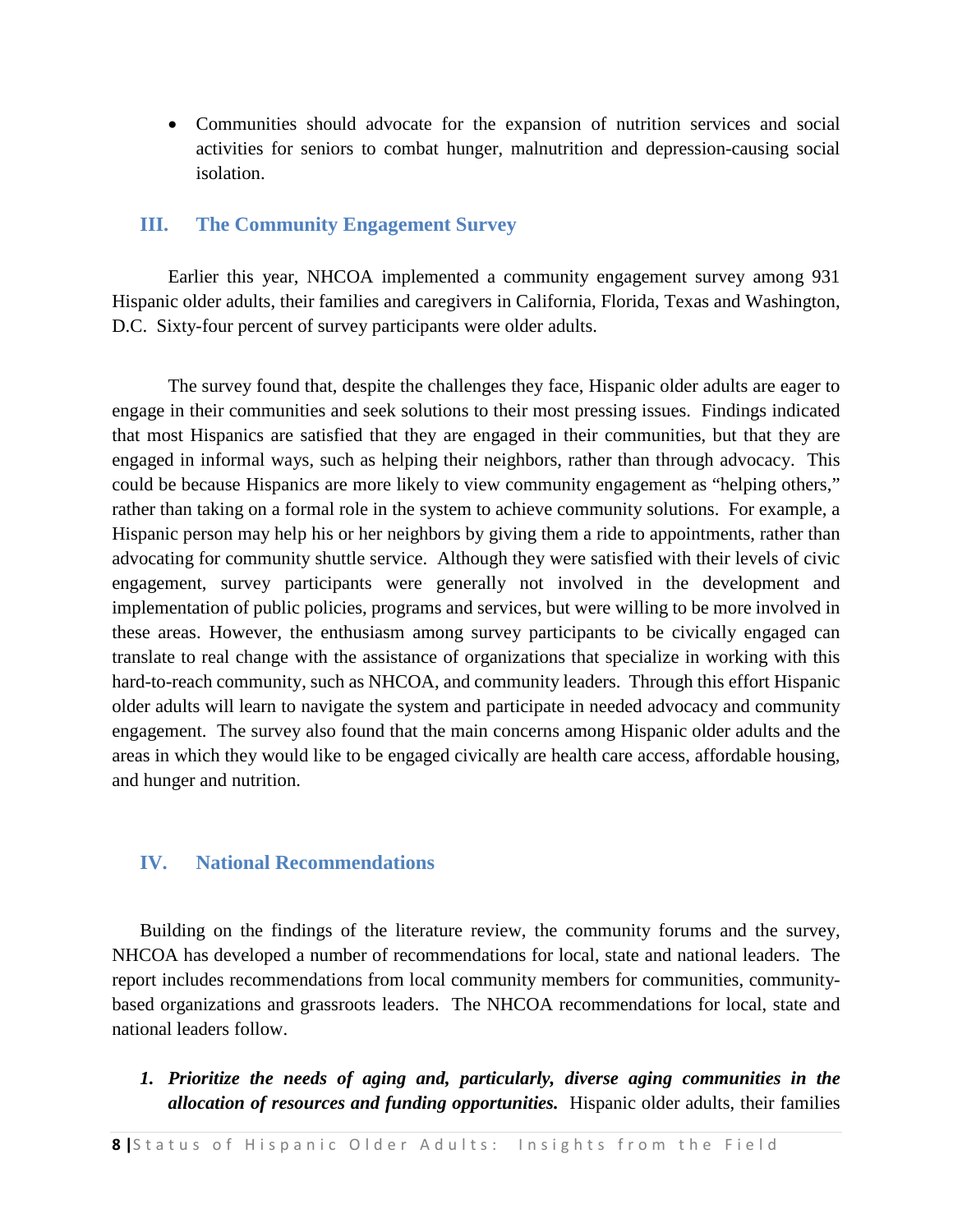- Communities should advocate for the expansion of nutrition services and social activities for seniors to combat hunger, malnutrition and depression-causing social isolation.

## III. The Community Engagement Survey

Earlier this year, NHCOA implemented a community engagement survey among 931 Hispanic older adults, their families and caregivers in California, Florida, Texas and Washington, D.C. Sixty-four percent of survey participants were older adults.

The survey found that, despite the challenges they face, Hispanic older adults are eager to engage in their communities and seek solutions to their most pressing issues. Findings indicated that most Hispanics are satisfied that they are engaged in their communities, but that they are engaged in informal ways, such as helping their neighbors, rather than through advocacy. This could be because Hispanics are more likely to view community engagement as "helping others," rather than taking on a formal role in the system to achieve community solutions. For example, a Hispanic person may help his or her neighbors by giving them a ride to appointments, rather than advocating for community shuttle service. Although they were satisfied with their levels of civic engagement, survey participants were generally not involved in the development and implementation of public policies, programs and services, but were willing to be more involved in these areas. However, the enthusiasm among survey participants to be civically engaged can translate to real change with the assistance of organizations that specialize in working with this hard-to-reach community, such as NHCOA, and community leaders. Through this effort Hispanic older adults will learn to navigate the system and participate in needed advocacy and community engagement. The survey also found that the main concerns among Hispanic older adults and the areas in which they would like to be engaged civically are health care access, affordable housing, and hunger and nutrition.

## IV. National Recommendations

Building on the findings of the literature review, the community forums and the survey, NHCOA has developed a number of recommendations for local, state and national leaders. The report includes recommendations from local community members for communities, community-based organizations and grassroots leaders. The NHCOA recommendations for local, state and national leaders follow.

1. ***Prioritize the needs of aging and, particularly, diverse aging communities in the allocation of resources and funding opportunities.*** Hispanic older adults, their families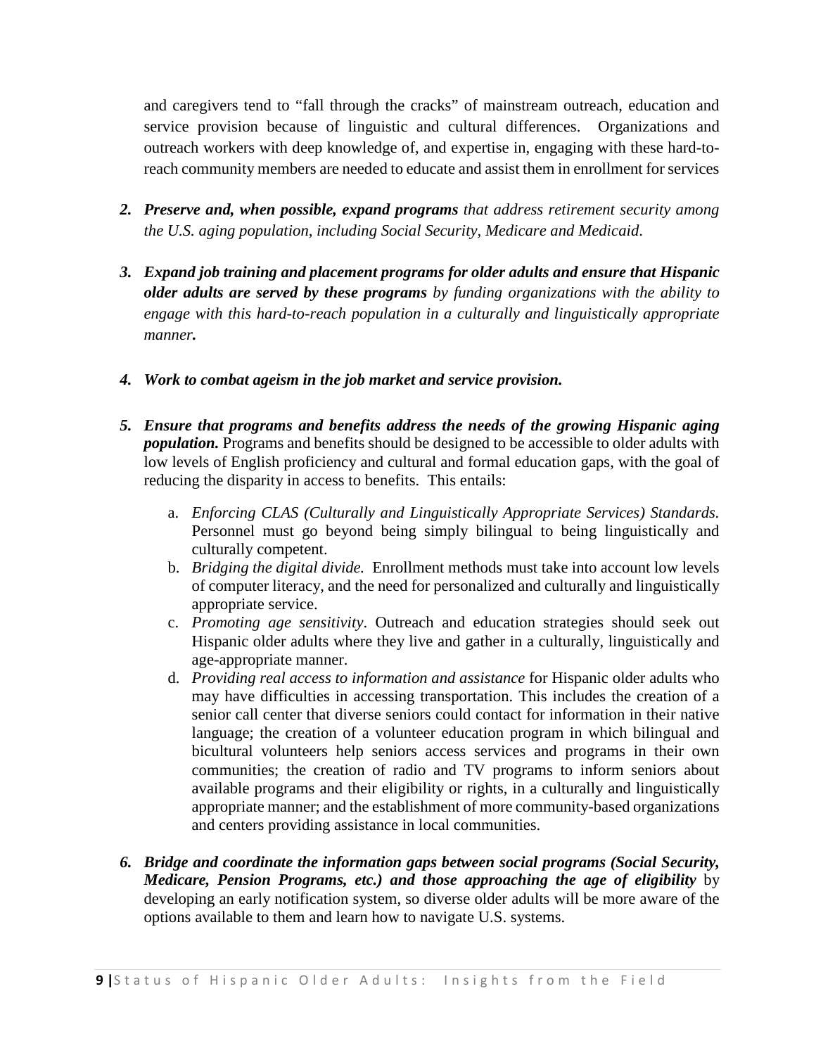and caregivers tend to "fall through the cracks" of mainstream outreach, education and service provision because of linguistic and cultural differences. Organizations and outreach workers with deep knowledge of, and expertise in, engaging with these hard-to-reach community members are needed to educate and assist them in enrollment for services

2. ***Preserve and, when possible, expand programs*** *that address retirement security among the U.S. aging population, including Social Security, Medicare and Medicaid.*

3. ***Expand job training and placement programs for older adults and ensure that Hispanic older adults are served by these programs*** *by funding organizations with the ability to engage with this hard-to-reach population in a culturally and linguistically appropriate* ***manner.***

4. ***Work to combat ageism in the job market and service provision.***

5. ***Ensure that programs and benefits address the needs of the growing Hispanic aging population.*** Programs and benefits should be designed to be accessible to older adults with low levels of English proficiency and cultural and formal education gaps, with the goal of reducing the disparity in access to benefits. This entails:

    a. *Enforcing CLAS (Culturally and Linguistically Appropriate Services) Standards.* Personnel must go beyond being simply bilingual to being linguistically and culturally competent.
    b. *Bridging the digital divide.* Enrollment methods must take into account low levels of computer literacy, and the need for personalized and culturally and linguistically appropriate service.
    c. *Promoting age sensitivity*. Outreach and education strategies should seek out Hispanic older adults where they live and gather in a culturally, linguistically and age-appropriate manner.
    d. *Providing real access to information and assistance* for Hispanic older adults who may have difficulties in accessing transportation. This includes the creation of a senior call center that diverse seniors could contact for information in their native language; the creation of a volunteer education program in which bilingual and bicultural volunteers help seniors access services and programs in their own communities; the creation of radio and TV programs to inform seniors about available programs and their eligibility or rights, in a culturally and linguistically appropriate manner; and the establishment of more community-based organizations and centers providing assistance in local communities.

6. ***Bridge and coordinate the information gaps between social programs (Social Security, Medicare, Pension Programs, etc.) and those approaching the age of eligibility*** by developing an early notification system, so diverse older adults will be more aware of the options available to them and learn how to navigate U.S. systems.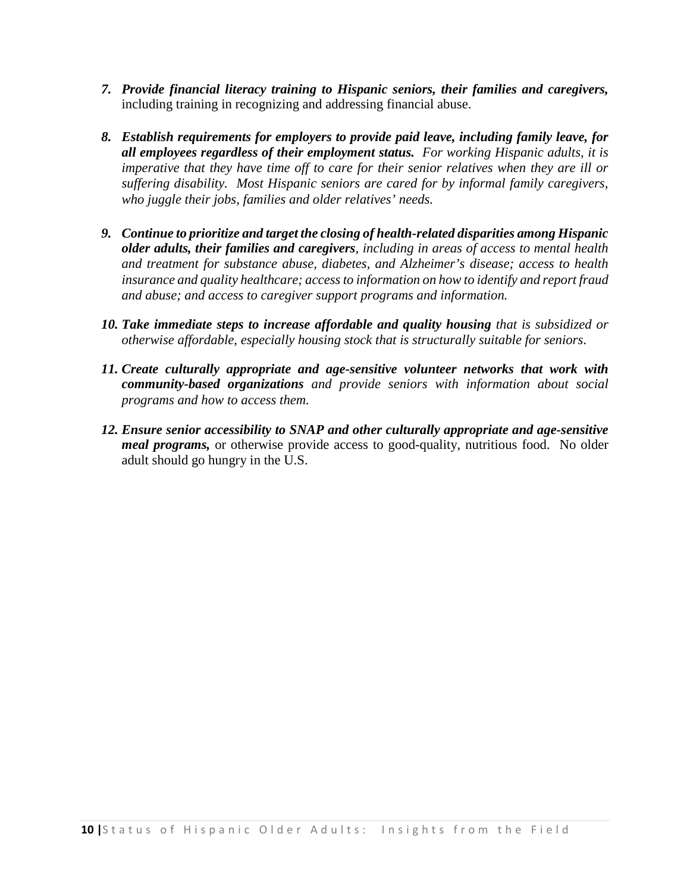7. ***Provide financial literacy training to Hispanic seniors, their families and caregivers,*** including training in recognizing and addressing financial abuse.

8. ***Establish requirements for employers to provide paid leave, including family leave, for all employees regardless of their employment status.*** *For working Hispanic adults, it is imperative that they have time off to care for their senior relatives when they are ill or suffering disability. Most Hispanic seniors are cared for by informal family caregivers, who juggle their jobs, families and older relatives' needs.*

9. ***Continue to prioritize and target the closing of health-related disparities among Hispanic older adults, their families and caregivers****, including in areas of access to mental health and treatment for substance abuse, diabetes, and Alzheimer's disease; access to health insurance and quality healthcare; access to information on how to identify and report fraud and abuse; and access to caregiver support programs and information.*

10. ***Take immediate steps to increase affordable and quality housing*** *that is subsidized or otherwise affordable, especially housing stock that is structurally suitable for seniors.*

11. ***Create culturally appropriate and age-sensitive volunteer networks that work with community-based organizations*** *and provide seniors with information about social programs and how to access them.*

12. ***Ensure senior accessibility to SNAP and other culturally appropriate and age-sensitive meal programs,*** or otherwise provide access to good-quality, nutritious food. No older adult should go hungry in the U.S.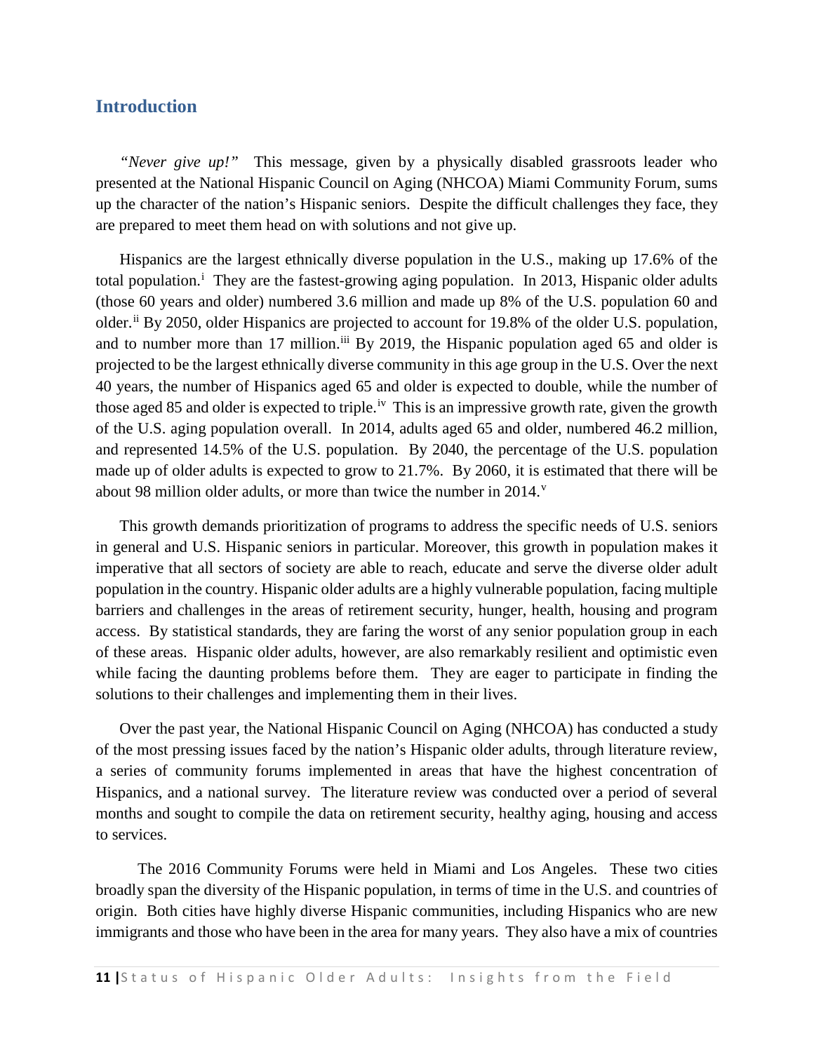## Introduction

*"Never give up!"* This message, given by a physically disabled grassroots leader who presented at the National Hispanic Council on Aging (NHCOA) Miami Community Forum, sums up the character of the nation's Hispanic seniors. Despite the difficult challenges they face, they are prepared to meet them head on with solutions and not give up.

Hispanics are the largest ethnically diverse population in the U.S., making up 17.6% of the total population.[i] They are the fastest-growing aging population. In 2013, Hispanic older adults (those 60 years and older) numbered 3.6 million and made up 8% of the U.S. population 60 and older.[ii] By 2050, older Hispanics are projected to account for 19.8% of the older U.S. population, and to number more than 17 million.[iii] By 2019, the Hispanic population aged 65 and older is projected to be the largest ethnically diverse community in this age group in the U.S. Over the next 40 years, the number of Hispanics aged 65 and older is expected to double, while the number of those aged 85 and older is expected to triple.[iv] This is an impressive growth rate, given the growth of the U.S. aging population overall. In 2014, adults aged 65 and older, numbered 46.2 million, and represented 14.5% of the U.S. population. By 2040, the percentage of the U.S. population made up of older adults is expected to grow to 21.7%. By 2060, it is estimated that there will be about 98 million older adults, or more than twice the number in 2014.[v]

This growth demands prioritization of programs to address the specific needs of U.S. seniors in general and U.S. Hispanic seniors in particular. Moreover, this growth in population makes it imperative that all sectors of society are able to reach, educate and serve the diverse older adult population in the country. Hispanic older adults are a highly vulnerable population, facing multiple barriers and challenges in the areas of retirement security, hunger, health, housing and program access. By statistical standards, they are faring the worst of any senior population group in each of these areas. Hispanic older adults, however, are also remarkably resilient and optimistic even while facing the daunting problems before them. They are eager to participate in finding the solutions to their challenges and implementing them in their lives.

Over the past year, the National Hispanic Council on Aging (NHCOA) has conducted a study of the most pressing issues faced by the nation's Hispanic older adults, through literature review, a series of community forums implemented in areas that have the highest concentration of Hispanics, and a national survey. The literature review was conducted over a period of several months and sought to compile the data on retirement security, healthy aging, housing and access to services.

The 2016 Community Forums were held in Miami and Los Angeles. These two cities broadly span the diversity of the Hispanic population, in terms of time in the U.S. and countries of origin. Both cities have highly diverse Hispanic communities, including Hispanics who are new immigrants and those who have been in the area for many years. They also have a mix of countries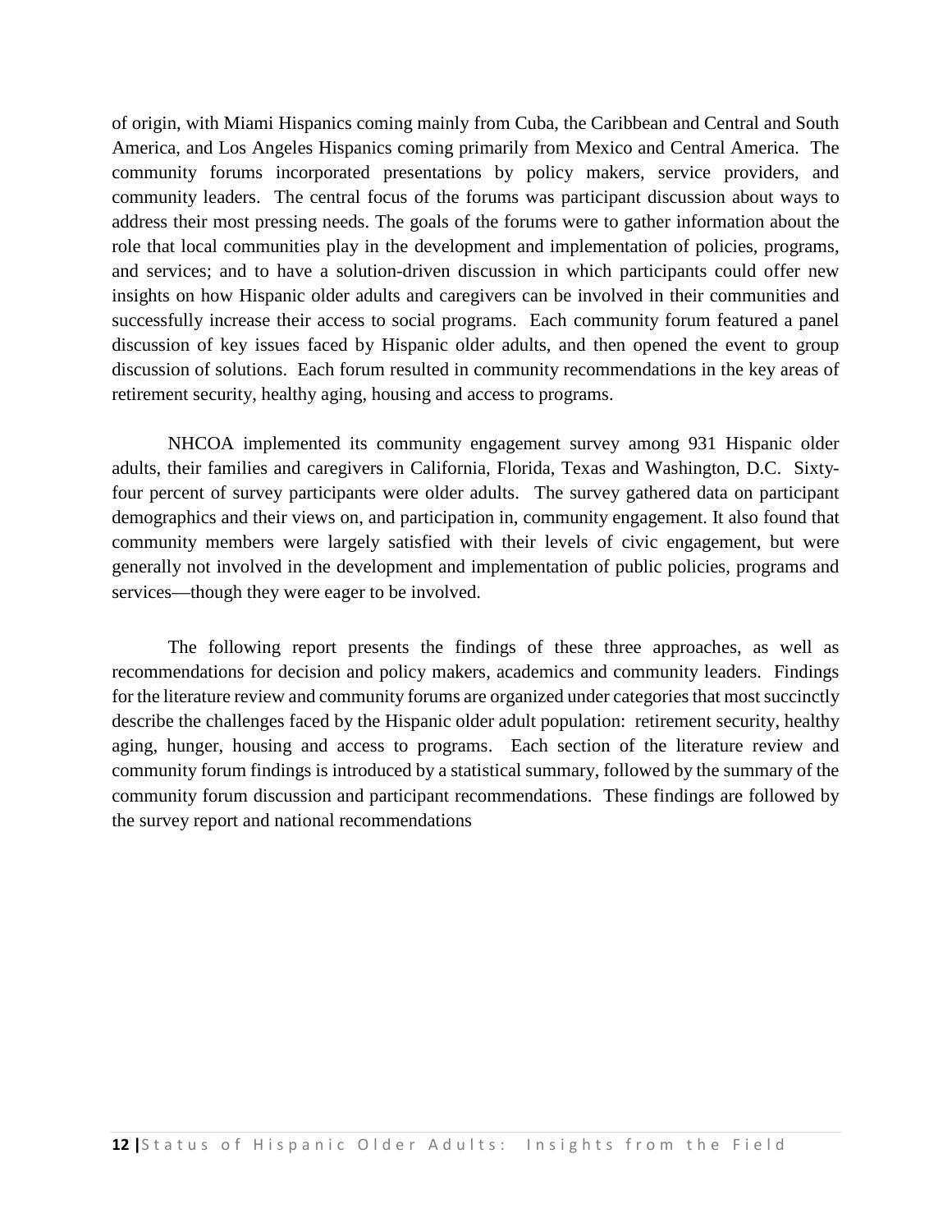of origin, with Miami Hispanics coming mainly from Cuba, the Caribbean and Central and South America, and Los Angeles Hispanics coming primarily from Mexico and Central America. The community forums incorporated presentations by policy makers, service providers, and community leaders. The central focus of the forums was participant discussion about ways to address their most pressing needs. The goals of the forums were to gather information about the role that local communities play in the development and implementation of policies, programs, and services; and to have a solution-driven discussion in which participants could offer new insights on how Hispanic older adults and caregivers can be involved in their communities and successfully increase their access to social programs. Each community forum featured a panel discussion of key issues faced by Hispanic older adults, and then opened the event to group discussion of solutions. Each forum resulted in community recommendations in the key areas of retirement security, healthy aging, housing and access to programs.

NHCOA implemented its community engagement survey among 931 Hispanic older adults, their families and caregivers in California, Florida, Texas and Washington, D.C. Sixty-four percent of survey participants were older adults. The survey gathered data on participant demographics and their views on, and participation in, community engagement. It also found that community members were largely satisfied with their levels of civic engagement, but were generally not involved in the development and implementation of public policies, programs and services—though they were eager to be involved.

The following report presents the findings of these three approaches, as well as recommendations for decision and policy makers, academics and community leaders. Findings for the literature review and community forums are organized under categories that most succinctly describe the challenges faced by the Hispanic older adult population: retirement security, healthy aging, hunger, housing and access to programs. Each section of the literature review and community forum findings is introduced by a statistical summary, followed by the summary of the community forum discussion and participant recommendations. These findings are followed by the survey report and national recommendations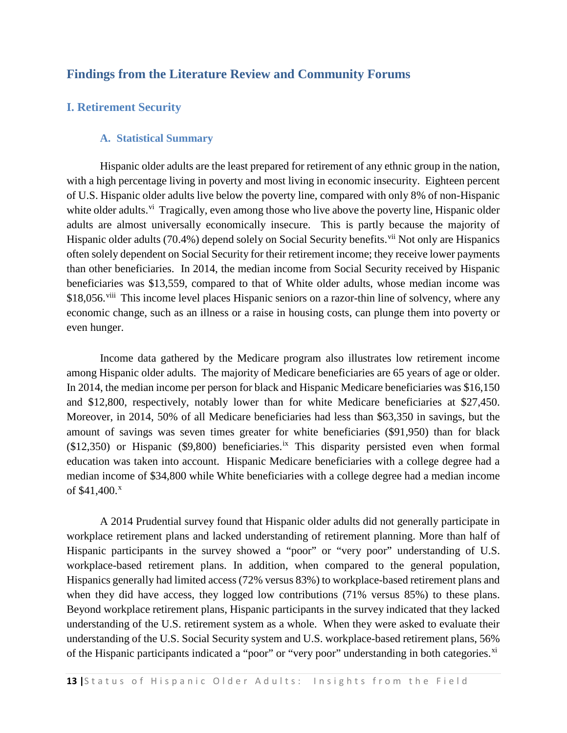## Findings from the Literature Review and Community Forums

### I. Retirement Security

#### A. Statistical Summary

Hispanic older adults are the least prepared for retirement of any ethnic group in the nation, with a high percentage living in poverty and most living in economic insecurity. Eighteen percent of U.S. Hispanic older adults live below the poverty line, compared with only 8% of non-Hispanic white older adults.[vi] Tragically, even among those who live above the poverty line, Hispanic older adults are almost universally economically insecure. This is partly because the majority of Hispanic older adults (70.4%) depend solely on Social Security benefits.[vii] Not only are Hispanics often solely dependent on Social Security for their retirement income; they receive lower payments than other beneficiaries. In 2014, the median income from Social Security received by Hispanic beneficiaries was $13,559, compared to that of White older adults, whose median income was $18,056.[viii] This income level places Hispanic seniors on a razor-thin line of solvency, where any economic change, such as an illness or a raise in housing costs, can plunge them into poverty or even hunger.

Income data gathered by the Medicare program also illustrates low retirement income among Hispanic older adults. The majority of Medicare beneficiaries are 65 years of age or older. In 2014, the median income per person for black and Hispanic Medicare beneficiaries was $16,150 and $12,800, respectively, notably lower than for white Medicare beneficiaries at $27,450. Moreover, in 2014, 50% of all Medicare beneficiaries had less than $63,350 in savings, but the amount of savings was seven times greater for white beneficiaries ($91,950) than for black ($12,350) or Hispanic ($9,800) beneficiaries.[ix] This disparity persisted even when formal education was taken into account. Hispanic Medicare beneficiaries with a college degree had a median income of $34,800 while White beneficiaries with a college degree had a median income of $41,400.[x]

A 2014 Prudential survey found that Hispanic older adults did not generally participate in workplace retirement plans and lacked understanding of retirement planning. More than half of Hispanic participants in the survey showed a "poor" or "very poor" understanding of U.S. workplace-based retirement plans. In addition, when compared to the general population, Hispanics generally had limited access (72% versus 83%) to workplace-based retirement plans and when they did have access, they logged low contributions (71% versus 85%) to these plans. Beyond workplace retirement plans, Hispanic participants in the survey indicated that they lacked understanding of the U.S. retirement system as a whole. When they were asked to evaluate their understanding of the U.S. Social Security system and U.S. workplace-based retirement plans, 56% of the Hispanic participants indicated a "poor" or "very poor" understanding in both categories.[xi]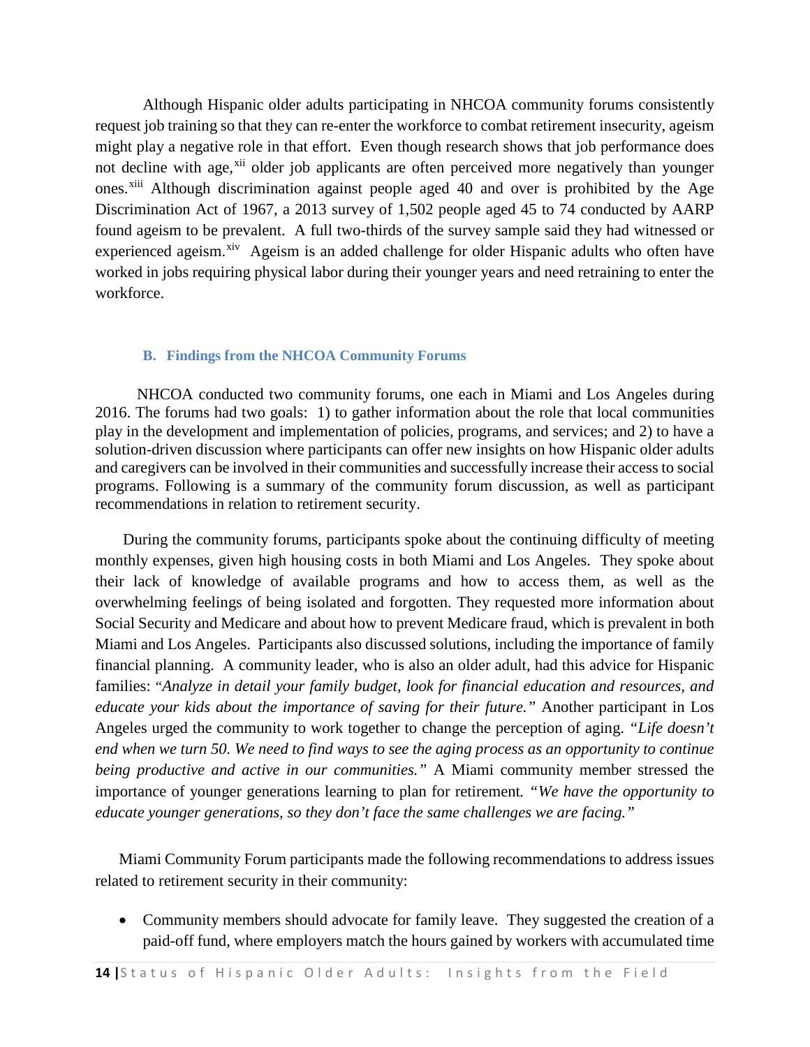Although Hispanic older adults participating in NHCOA community forums consistently request job training so that they can re-enter the workforce to combat retirement insecurity, ageism might play a negative role in that effort. Even though research shows that job performance does not decline with age,[xii] older job applicants are often perceived more negatively than younger ones.[xiii] Although discrimination against people aged 40 and over is prohibited by the Age Discrimination Act of 1967, a 2013 survey of 1,502 people aged 45 to 74 conducted by AARP found ageism to be prevalent. A full two-thirds of the survey sample said they had witnessed or experienced ageism.[xiv] Ageism is an added challenge for older Hispanic adults who often have worked in jobs requiring physical labor during their younger years and need retraining to enter the workforce.

### B. Findings from the NHCOA Community Forums

NHCOA conducted two community forums, one each in Miami and Los Angeles during 2016. The forums had two goals: 1) to gather information about the role that local communities play in the development and implementation of policies, programs, and services; and 2) to have a solution-driven discussion where participants can offer new insights on how Hispanic older adults and caregivers can be involved in their communities and successfully increase their access to social programs. Following is a summary of the community forum discussion, as well as participant recommendations in relation to retirement security.

During the community forums, participants spoke about the continuing difficulty of meeting monthly expenses, given high housing costs in both Miami and Los Angeles. They spoke about their lack of knowledge of available programs and how to access them, as well as the overwhelming feelings of being isolated and forgotten. They requested more information about Social Security and Medicare and about how to prevent Medicare fraud, which is prevalent in both Miami and Los Angeles. Participants also discussed solutions, including the importance of family financial planning. A community leader, who is also an older adult, had this advice for Hispanic families: *"Analyze in detail your family budget, look for financial education and resources, and educate your kids about the importance of saving for their future."* Another participant in Los Angeles urged the community to work together to change the perception of aging. *"Life doesn't end when we turn 50. We need to find ways to see the aging process as an opportunity to continue being productive and active in our communities."* A Miami community member stressed the importance of younger generations learning to plan for retirement. *"We have the opportunity to educate younger generations, so they don't face the same challenges we are facing."*

Miami Community Forum participants made the following recommendations to address issues related to retirement security in their community:

- Community members should advocate for family leave. They suggested the creation of a paid-off fund, where employers match the hours gained by workers with accumulated time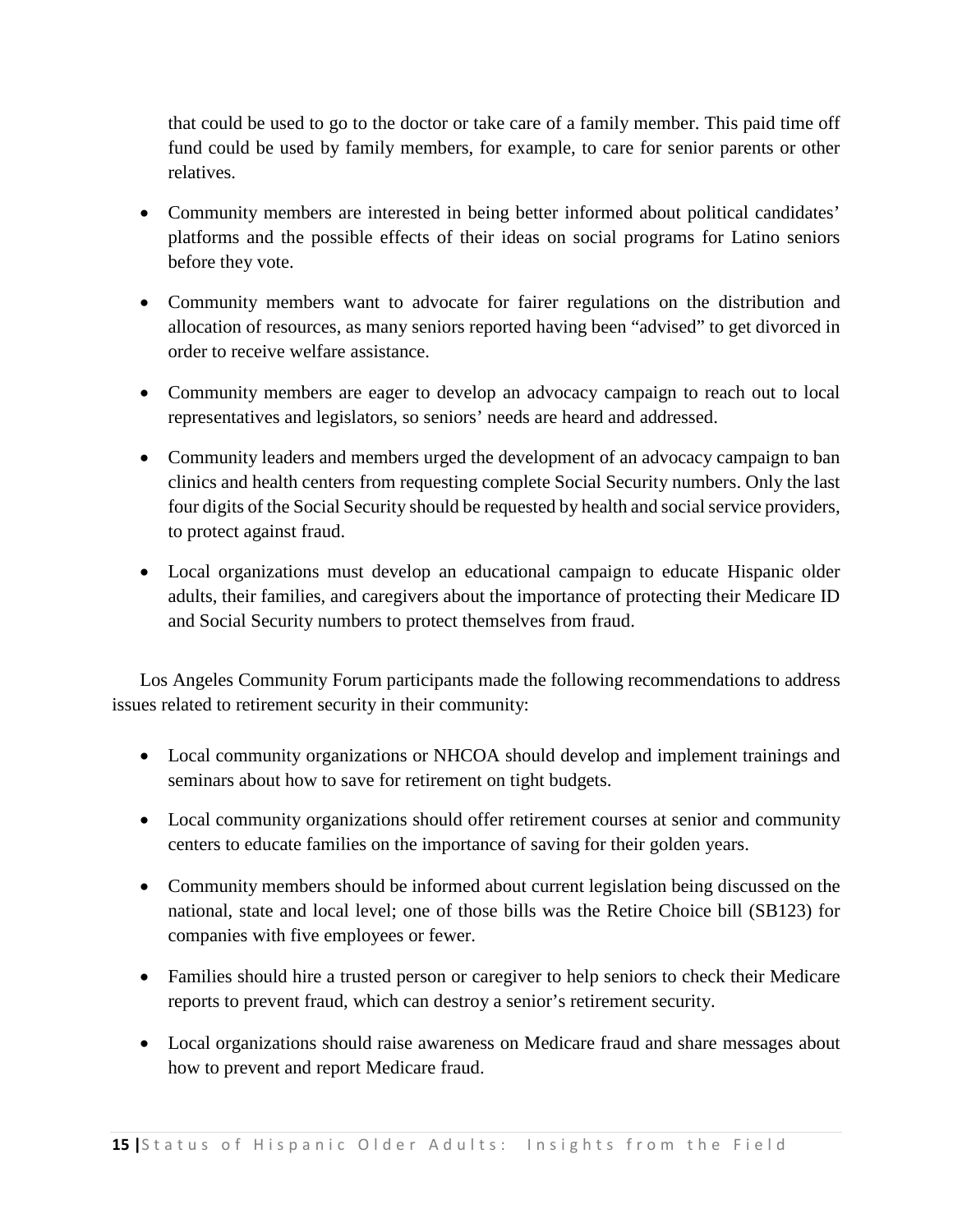that could be used to go to the doctor or take care of a family member. This paid time off fund could be used by family members, for example, to care for senior parents or other relatives.

- Community members are interested in being better informed about political candidates' platforms and the possible effects of their ideas on social programs for Latino seniors before they vote.
- Community members want to advocate for fairer regulations on the distribution and allocation of resources, as many seniors reported having been "advised" to get divorced in order to receive welfare assistance.
- Community members are eager to develop an advocacy campaign to reach out to local representatives and legislators, so seniors' needs are heard and addressed.
- Community leaders and members urged the development of an advocacy campaign to ban clinics and health centers from requesting complete Social Security numbers. Only the last four digits of the Social Security should be requested by health and social service providers, to protect against fraud.
- Local organizations must develop an educational campaign to educate Hispanic older adults, their families, and caregivers about the importance of protecting their Medicare ID and Social Security numbers to protect themselves from fraud.

Los Angeles Community Forum participants made the following recommendations to address issues related to retirement security in their community:

- Local community organizations or NHCOA should develop and implement trainings and seminars about how to save for retirement on tight budgets.
- Local community organizations should offer retirement courses at senior and community centers to educate families on the importance of saving for their golden years.
- Community members should be informed about current legislation being discussed on the national, state and local level; one of those bills was the Retire Choice bill (SB123) for companies with five employees or fewer.
- Families should hire a trusted person or caregiver to help seniors to check their Medicare reports to prevent fraud, which can destroy a senior's retirement security.
- Local organizations should raise awareness on Medicare fraud and share messages about how to prevent and report Medicare fraud.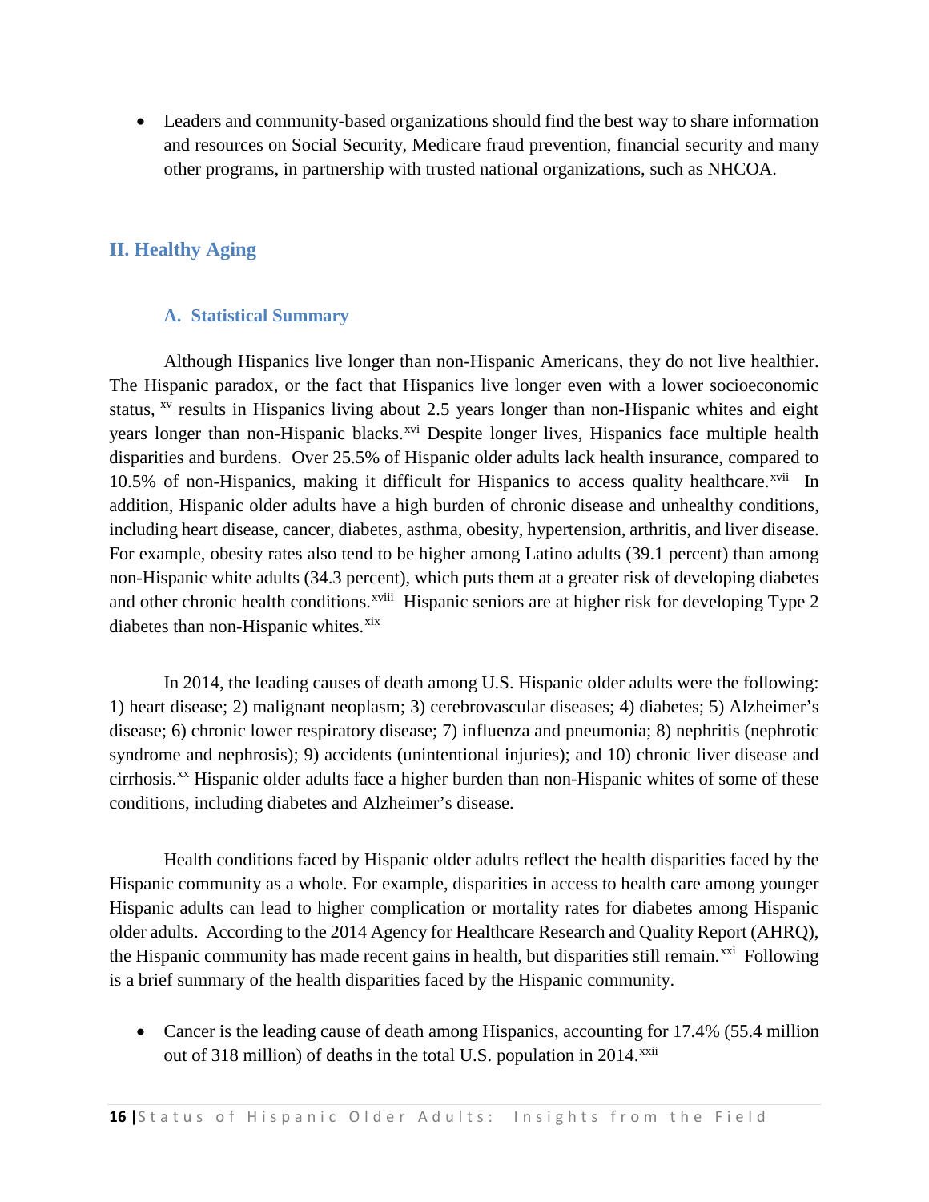- Leaders and community-based organizations should find the best way to share information and resources on Social Security, Medicare fraud prevention, financial security and many other programs, in partnership with trusted national organizations, such as NHCOA.

## II. Healthy Aging

### A. Statistical Summary

Although Hispanics live longer than non-Hispanic Americans, they do not live healthier. The Hispanic paradox, or the fact that Hispanics live longer even with a lower socioeconomic status, [xv] results in Hispanics living about 2.5 years longer than non-Hispanic whites and eight years longer than non-Hispanic blacks.[xvi] Despite longer lives, Hispanics face multiple health disparities and burdens. Over 25.5% of Hispanic older adults lack health insurance, compared to 10.5% of non-Hispanics, making it difficult for Hispanics to access quality healthcare.[xvii] In addition, Hispanic older adults have a high burden of chronic disease and unhealthy conditions, including heart disease, cancer, diabetes, asthma, obesity, hypertension, arthritis, and liver disease. For example, obesity rates also tend to be higher among Latino adults (39.1 percent) than among non-Hispanic white adults (34.3 percent), which puts them at a greater risk of developing diabetes and other chronic health conditions.[xviii] Hispanic seniors are at higher risk for developing Type 2 diabetes than non-Hispanic whites.[xix]

In 2014, the leading causes of death among U.S. Hispanic older adults were the following: 1) heart disease; 2) malignant neoplasm; 3) cerebrovascular diseases; 4) diabetes; 5) Alzheimer's disease; 6) chronic lower respiratory disease; 7) influenza and pneumonia; 8) nephritis (nephrotic syndrome and nephrosis); 9) accidents (unintentional injuries); and 10) chronic liver disease and cirrhosis.[xx] Hispanic older adults face a higher burden than non-Hispanic whites of some of these conditions, including diabetes and Alzheimer's disease.

Health conditions faced by Hispanic older adults reflect the health disparities faced by the Hispanic community as a whole. For example, disparities in access to health care among younger Hispanic adults can lead to higher complication or mortality rates for diabetes among Hispanic older adults. According to the 2014 Agency for Healthcare Research and Quality Report (AHRQ), the Hispanic community has made recent gains in health, but disparities still remain.[xxi] Following is a brief summary of the health disparities faced by the Hispanic community.

- Cancer is the leading cause of death among Hispanics, accounting for 17.4% (55.4 million out of 318 million) of deaths in the total U.S. population in 2014.[xxii]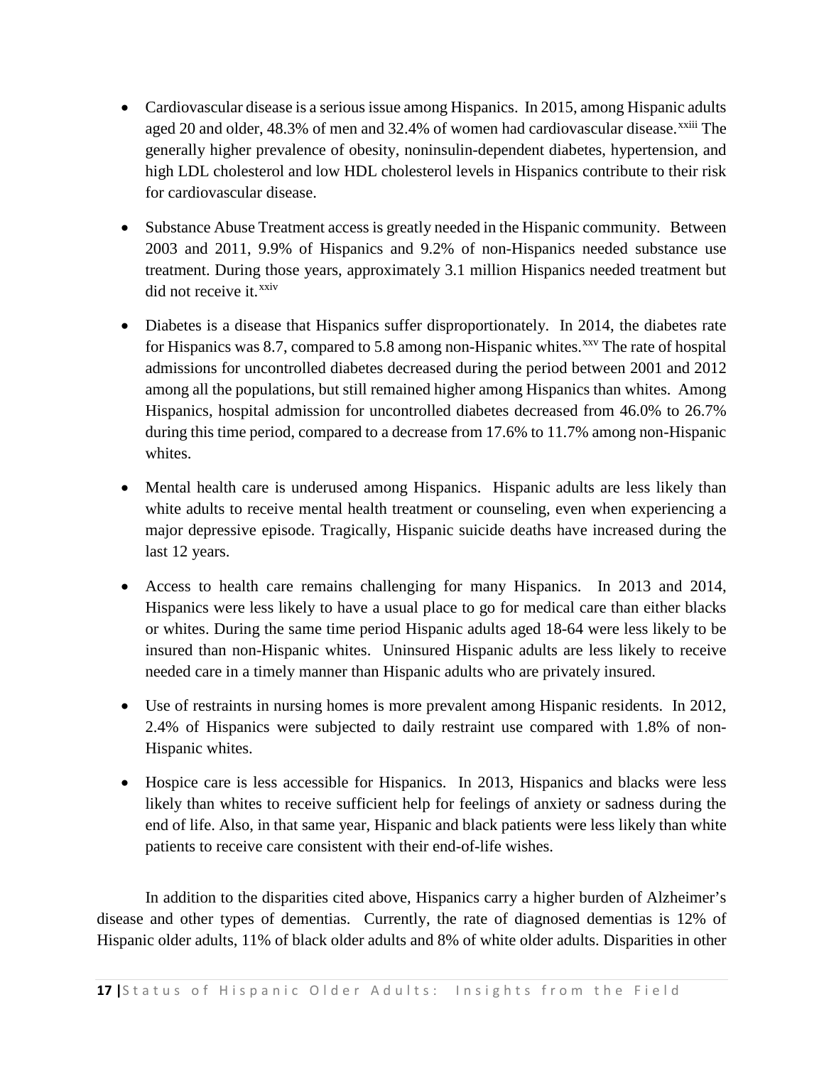- Cardiovascular disease is a serious issue among Hispanics. In 2015, among Hispanic adults aged 20 and older, 48.3% of men and 32.4% of women had cardiovascular disease.[xxiii] The generally higher prevalence of obesity, noninsulin-dependent diabetes, hypertension, and high LDL cholesterol and low HDL cholesterol levels in Hispanics contribute to their risk for cardiovascular disease.

- Substance Abuse Treatment access is greatly needed in the Hispanic community. Between 2003 and 2011, 9.9% of Hispanics and 9.2% of non-Hispanics needed substance use treatment. During those years, approximately 3.1 million Hispanics needed treatment but did not receive it.[xxiv]

- Diabetes is a disease that Hispanics suffer disproportionately. In 2014, the diabetes rate for Hispanics was 8.7, compared to 5.8 among non-Hispanic whites.[xxv] The rate of hospital admissions for uncontrolled diabetes decreased during the period between 2001 and 2012 among all the populations, but still remained higher among Hispanics than whites. Among Hispanics, hospital admission for uncontrolled diabetes decreased from 46.0% to 26.7% during this time period, compared to a decrease from 17.6% to 11.7% among non-Hispanic whites.

- Mental health care is underused among Hispanics. Hispanic adults are less likely than white adults to receive mental health treatment or counseling, even when experiencing a major depressive episode. Tragically, Hispanic suicide deaths have increased during the last 12 years.

- Access to health care remains challenging for many Hispanics. In 2013 and 2014, Hispanics were less likely to have a usual place to go for medical care than either blacks or whites. During the same time period Hispanic adults aged 18-64 were less likely to be insured than non-Hispanic whites. Uninsured Hispanic adults are less likely to receive needed care in a timely manner than Hispanic adults who are privately insured.

- Use of restraints in nursing homes is more prevalent among Hispanic residents. In 2012, 2.4% of Hispanics were subjected to daily restraint use compared with 1.8% of non-Hispanic whites.

- Hospice care is less accessible for Hispanics. In 2013, Hispanics and blacks were less likely than whites to receive sufficient help for feelings of anxiety or sadness during the end of life. Also, in that same year, Hispanic and black patients were less likely than white patients to receive care consistent with their end-of-life wishes.

In addition to the disparities cited above, Hispanics carry a higher burden of Alzheimer's disease and other types of dementias. Currently, the rate of diagnosed dementias is 12% of Hispanic older adults, 11% of black older adults and 8% of white older adults. Disparities in other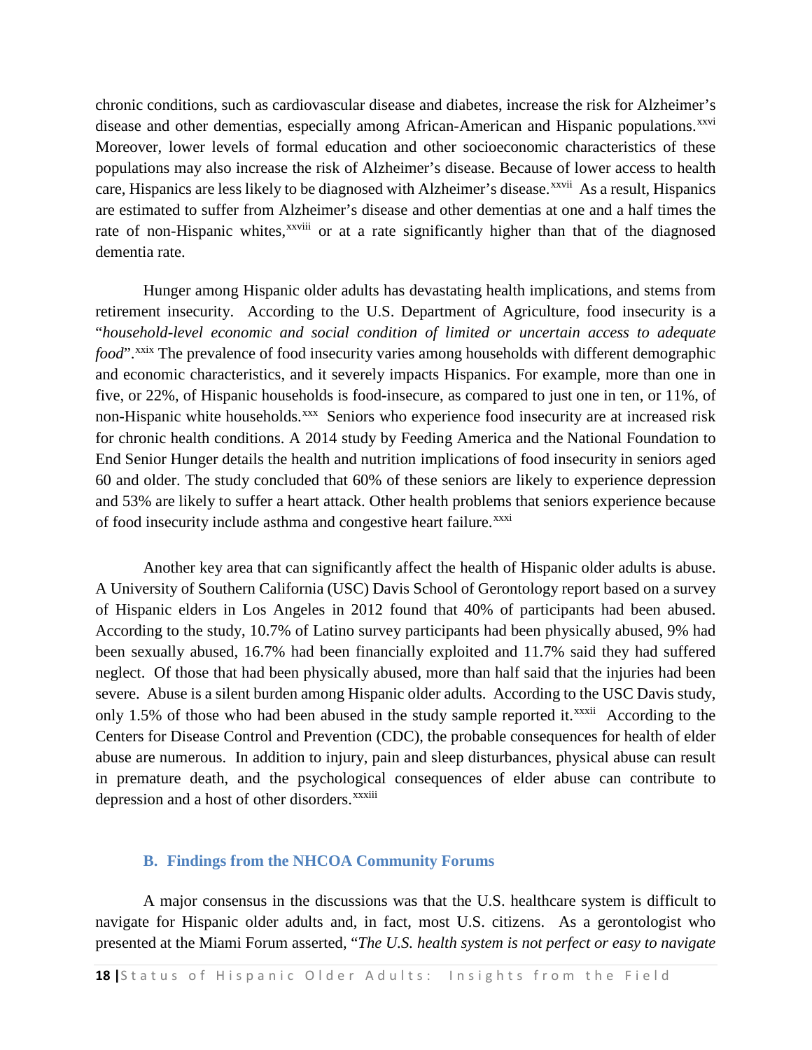chronic conditions, such as cardiovascular disease and diabetes, increase the risk for Alzheimer's disease and other dementias, especially among African-American and Hispanic populations.[xxvi] Moreover, lower levels of formal education and other socioeconomic characteristics of these populations may also increase the risk of Alzheimer's disease. Because of lower access to health care, Hispanics are less likely to be diagnosed with Alzheimer's disease.[xxvii] As a result, Hispanics are estimated to suffer from Alzheimer's disease and other dementias at one and a half times the rate of non-Hispanic whites,[xxviii] or at a rate significantly higher than that of the diagnosed dementia rate.

Hunger among Hispanic older adults has devastating health implications, and stems from retirement insecurity. According to the U.S. Department of Agriculture, food insecurity is a "*household-level economic and social condition of limited or uncertain access to adequate food*".[xxix] The prevalence of food insecurity varies among households with different demographic and economic characteristics, and it severely impacts Hispanics. For example, more than one in five, or 22%, of Hispanic households is food-insecure, as compared to just one in ten, or 11%, of non-Hispanic white households.[xxx] Seniors who experience food insecurity are at increased risk for chronic health conditions. A 2014 study by Feeding America and the National Foundation to End Senior Hunger details the health and nutrition implications of food insecurity in seniors aged 60 and older. The study concluded that 60% of these seniors are likely to experience depression and 53% are likely to suffer a heart attack. Other health problems that seniors experience because of food insecurity include asthma and congestive heart failure.[xxxi]

Another key area that can significantly affect the health of Hispanic older adults is abuse. A University of Southern California (USC) Davis School of Gerontology report based on a survey of Hispanic elders in Los Angeles in 2012 found that 40% of participants had been abused. According to the study, 10.7% of Latino survey participants had been physically abused, 9% had been sexually abused, 16.7% had been financially exploited and 11.7% said they had suffered neglect. Of those that had been physically abused, more than half said that the injuries had been severe. Abuse is a silent burden among Hispanic older adults. According to the USC Davis study, only 1.5% of those who had been abused in the study sample reported it.[xxxii] According to the Centers for Disease Control and Prevention (CDC), the probable consequences for health of elder abuse are numerous. In addition to injury, pain and sleep disturbances, physical abuse can result in premature death, and the psychological consequences of elder abuse can contribute to depression and a host of other disorders.[xxxiii]

### B. Findings from the NHCOA Community Forums

A major consensus in the discussions was that the U.S. healthcare system is difficult to navigate for Hispanic older adults and, in fact, most U.S. citizens. As a gerontologist who presented at the Miami Forum asserted, "*The U.S. health system is not perfect or easy to navigate*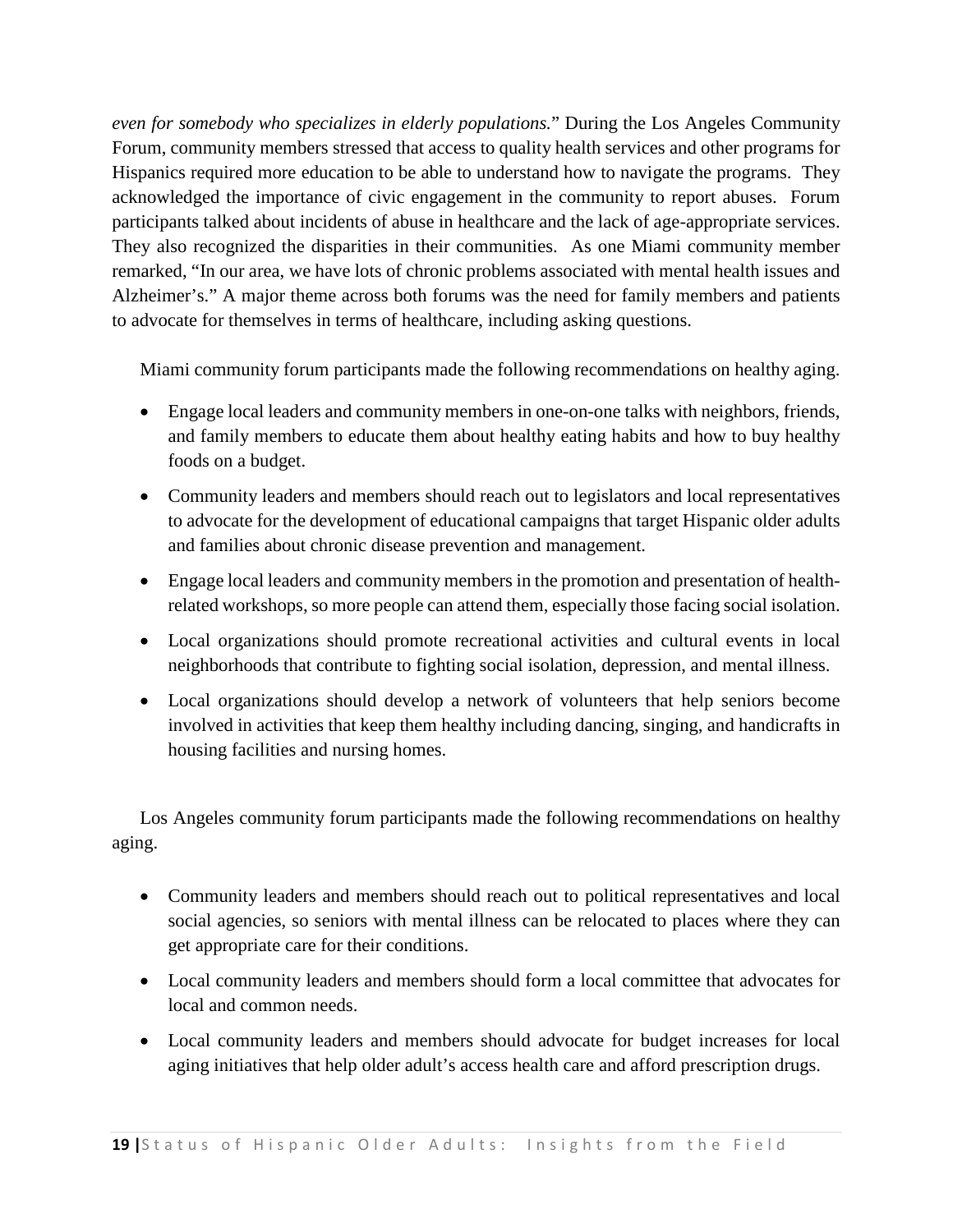*even for somebody who specializes in elderly populations.*" During the Los Angeles Community Forum, community members stressed that access to quality health services and other programs for Hispanics required more education to be able to understand how to navigate the programs. They acknowledged the importance of civic engagement in the community to report abuses. Forum participants talked about incidents of abuse in healthcare and the lack of age-appropriate services. They also recognized the disparities in their communities. As one Miami community member remarked, "In our area, we have lots of chronic problems associated with mental health issues and Alzheimer's." A major theme across both forums was the need for family members and patients to advocate for themselves in terms of healthcare, including asking questions.

Miami community forum participants made the following recommendations on healthy aging.

- Engage local leaders and community members in one-on-one talks with neighbors, friends, and family members to educate them about healthy eating habits and how to buy healthy foods on a budget.
- Community leaders and members should reach out to legislators and local representatives to advocate for the development of educational campaigns that target Hispanic older adults and families about chronic disease prevention and management.
- Engage local leaders and community members in the promotion and presentation of health-related workshops, so more people can attend them, especially those facing social isolation.
- Local organizations should promote recreational activities and cultural events in local neighborhoods that contribute to fighting social isolation, depression, and mental illness.
- Local organizations should develop a network of volunteers that help seniors become involved in activities that keep them healthy including dancing, singing, and handicrafts in housing facilities and nursing homes.

Los Angeles community forum participants made the following recommendations on healthy aging.

- Community leaders and members should reach out to political representatives and local social agencies, so seniors with mental illness can be relocated to places where they can get appropriate care for their conditions.
- Local community leaders and members should form a local committee that advocates for local and common needs.
- Local community leaders and members should advocate for budget increases for local aging initiatives that help older adult's access health care and afford prescription drugs.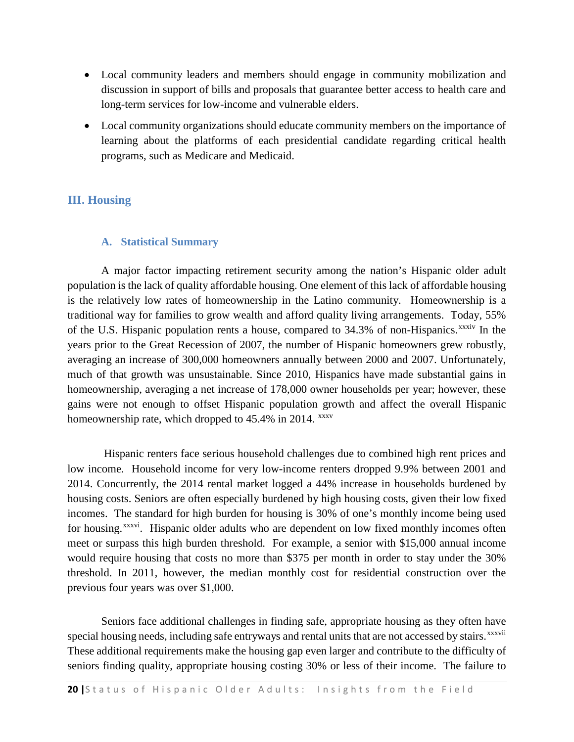- Local community leaders and members should engage in community mobilization and discussion in support of bills and proposals that guarantee better access to health care and long-term services for low-income and vulnerable elders.
- Local community organizations should educate community members on the importance of learning about the platforms of each presidential candidate regarding critical health programs, such as Medicare and Medicaid.

## III. Housing

### A. Statistical Summary

A major factor impacting retirement security among the nation's Hispanic older adult population is the lack of quality affordable housing. One element of this lack of affordable housing is the relatively low rates of homeownership in the Latino community. Homeownership is a traditional way for families to grow wealth and afford quality living arrangements. Today, 55% of the U.S. Hispanic population rents a house, compared to 34.3% of non-Hispanics.[xxxiv] In the years prior to the Great Recession of 2007, the number of Hispanic homeowners grew robustly, averaging an increase of 300,000 homeowners annually between 2000 and 2007. Unfortunately, much of that growth was unsustainable. Since 2010, Hispanics have made substantial gains in homeownership, averaging a net increase of 178,000 owner households per year; however, these gains were not enough to offset Hispanic population growth and affect the overall Hispanic homeownership rate, which dropped to 45.4% in 2014. [xxxv]

Hispanic renters face serious household challenges due to combined high rent prices and low income. Household income for very low-income renters dropped 9.9% between 2001 and 2014. Concurrently, the 2014 rental market logged a 44% increase in households burdened by housing costs. Seniors are often especially burdened by high housing costs, given their low fixed incomes. The standard for high burden for housing is 30% of one's monthly income being used for housing.[xxxvi]. Hispanic older adults who are dependent on low fixed monthly incomes often meet or surpass this high burden threshold. For example, a senior with \$15,000 annual income would require housing that costs no more than \$375 per month in order to stay under the 30% threshold. In 2011, however, the median monthly cost for residential construction over the previous four years was over \$1,000.

Seniors face additional challenges in finding safe, appropriate housing as they often have special housing needs, including safe entryways and rental units that are not accessed by stairs.[xxxvii] These additional requirements make the housing gap even larger and contribute to the difficulty of seniors finding quality, appropriate housing costing 30% or less of their income. The failure to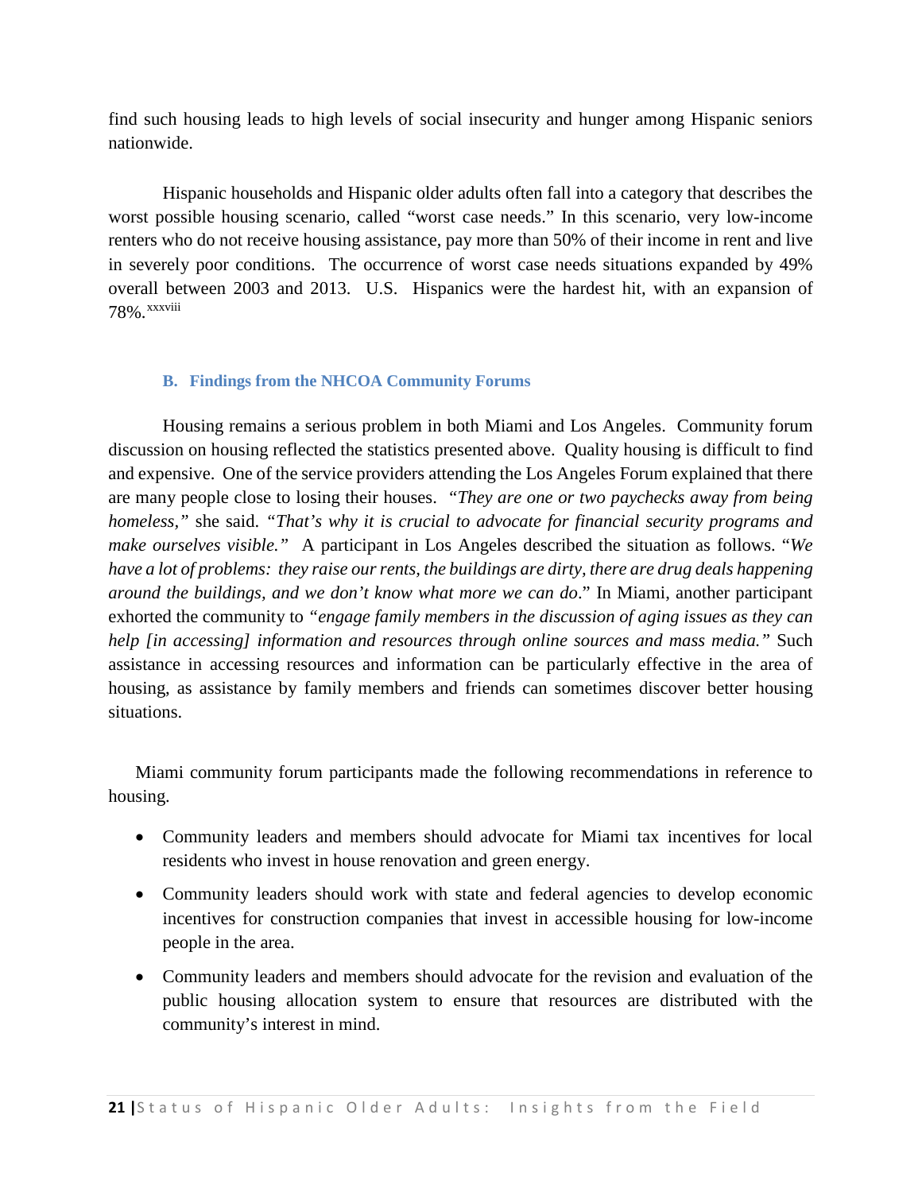find such housing leads to high levels of social insecurity and hunger among Hispanic seniors nationwide.

Hispanic households and Hispanic older adults often fall into a category that describes the worst possible housing scenario, called "worst case needs." In this scenario, very low-income renters who do not receive housing assistance, pay more than 50% of their income in rent and live in severely poor conditions. The occurrence of worst case needs situations expanded by 49% overall between 2003 and 2013. U.S. Hispanics were the hardest hit, with an expansion of 78%.[xxxviii]

### B. Findings from the NHCOA Community Forums

Housing remains a serious problem in both Miami and Los Angeles. Community forum discussion on housing reflected the statistics presented above. Quality housing is difficult to find and expensive. One of the service providers attending the Los Angeles Forum explained that there are many people close to losing their houses. *"They are one or two paychecks away from being homeless,"* she said. *"That's why it is crucial to advocate for financial security programs and make ourselves visible."* A participant in Los Angeles described the situation as follows. "*We have a lot of problems: they raise our rents, the buildings are dirty, there are drug deals happening around the buildings, and we don't know what more we can do*." In Miami, another participant exhorted the community to *"engage family members in the discussion of aging issues as they can help [in accessing] information and resources through online sources and mass media."* Such assistance in accessing resources and information can be particularly effective in the area of housing, as assistance by family members and friends can sometimes discover better housing situations.

Miami community forum participants made the following recommendations in reference to housing.

- Community leaders and members should advocate for Miami tax incentives for local residents who invest in house renovation and green energy.
- Community leaders should work with state and federal agencies to develop economic incentives for construction companies that invest in accessible housing for low-income people in the area.
- Community leaders and members should advocate for the revision and evaluation of the public housing allocation system to ensure that resources are distributed with the community's interest in mind.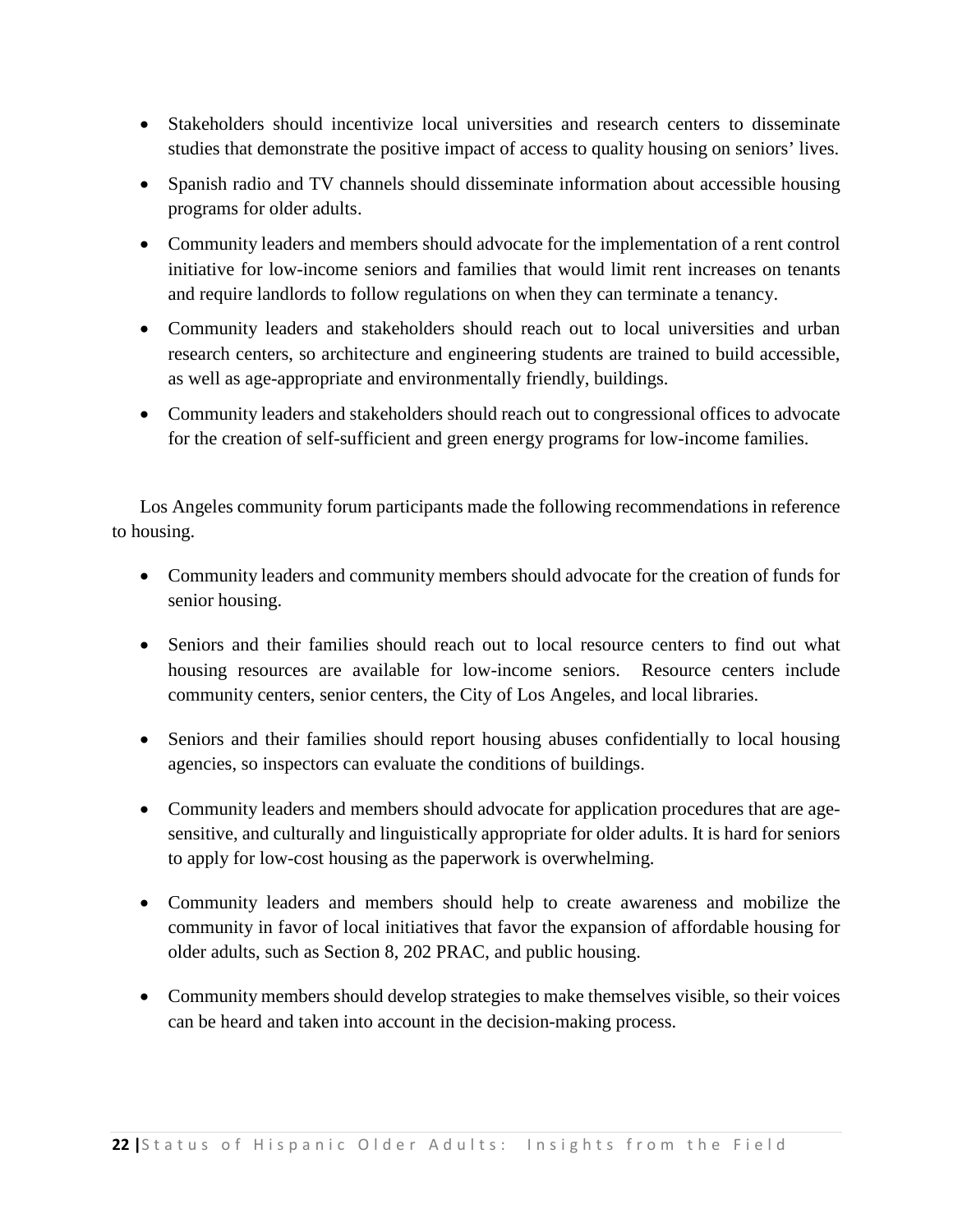- Stakeholders should incentivize local universities and research centers to disseminate studies that demonstrate the positive impact of access to quality housing on seniors' lives.
- Spanish radio and TV channels should disseminate information about accessible housing programs for older adults.
- Community leaders and members should advocate for the implementation of a rent control initiative for low-income seniors and families that would limit rent increases on tenants and require landlords to follow regulations on when they can terminate a tenancy.
- Community leaders and stakeholders should reach out to local universities and urban research centers, so architecture and engineering students are trained to build accessible, as well as age-appropriate and environmentally friendly, buildings.
- Community leaders and stakeholders should reach out to congressional offices to advocate for the creation of self-sufficient and green energy programs for low-income families.

Los Angeles community forum participants made the following recommendations in reference to housing.

- Community leaders and community members should advocate for the creation of funds for senior housing.
- Seniors and their families should reach out to local resource centers to find out what housing resources are available for low-income seniors. Resource centers include community centers, senior centers, the City of Los Angeles, and local libraries.
- Seniors and their families should report housing abuses confidentially to local housing agencies, so inspectors can evaluate the conditions of buildings.
- Community leaders and members should advocate for application procedures that are age-sensitive, and culturally and linguistically appropriate for older adults. It is hard for seniors to apply for low-cost housing as the paperwork is overwhelming.
- Community leaders and members should help to create awareness and mobilize the community in favor of local initiatives that favor the expansion of affordable housing for older adults, such as Section 8, 202 PRAC, and public housing.
- Community members should develop strategies to make themselves visible, so their voices can be heard and taken into account in the decision-making process.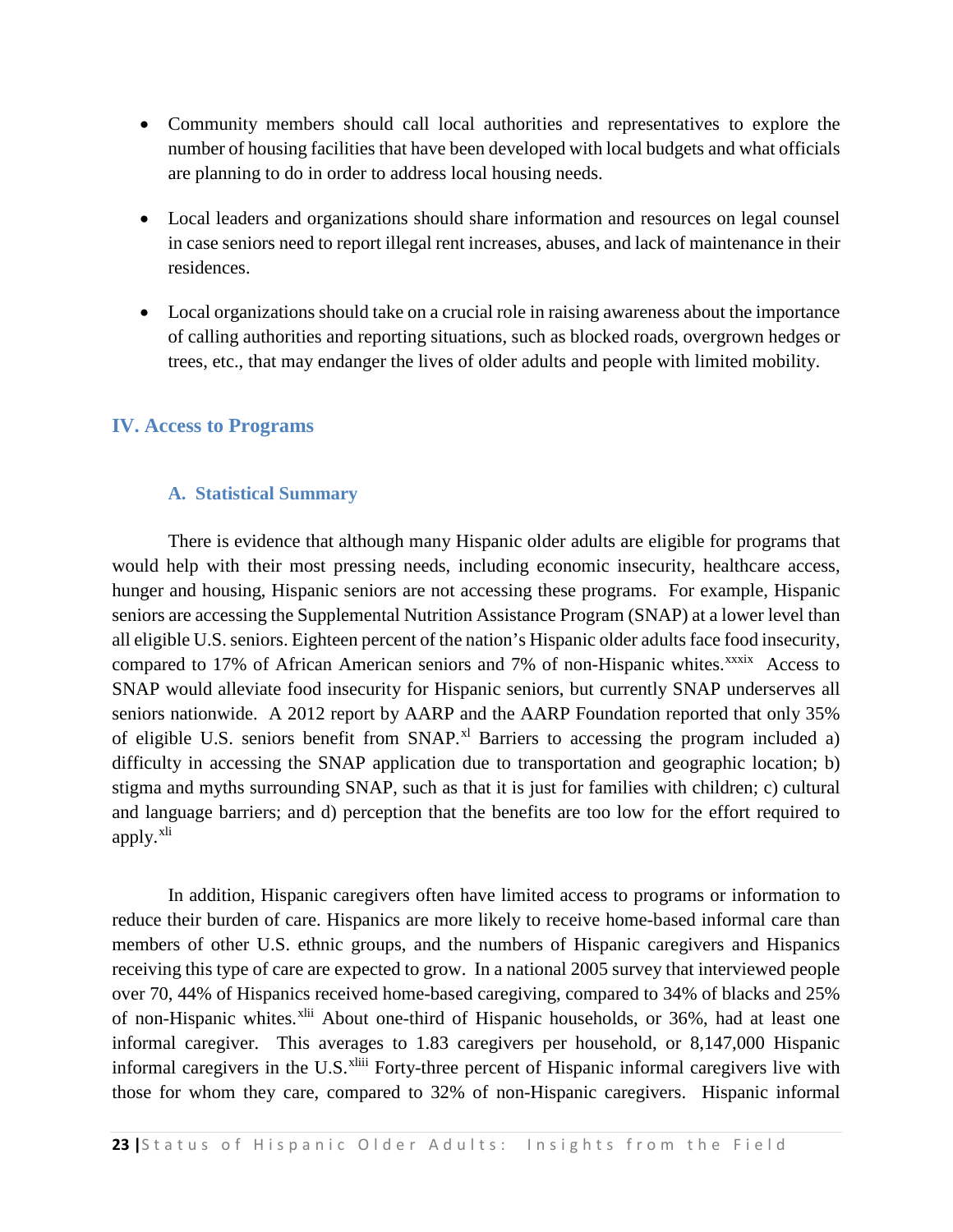- Community members should call local authorities and representatives to explore the number of housing facilities that have been developed with local budgets and what officials are planning to do in order to address local housing needs.

- Local leaders and organizations should share information and resources on legal counsel in case seniors need to report illegal rent increases, abuses, and lack of maintenance in their residences.

- Local organizations should take on a crucial role in raising awareness about the importance of calling authorities and reporting situations, such as blocked roads, overgrown hedges or trees, etc., that may endanger the lives of older adults and people with limited mobility.

## IV. Access to Programs

### A. Statistical Summary

There is evidence that although many Hispanic older adults are eligible for programs that would help with their most pressing needs, including economic insecurity, healthcare access, hunger and housing, Hispanic seniors are not accessing these programs. For example, Hispanic seniors are accessing the Supplemental Nutrition Assistance Program (SNAP) at a lower level than all eligible U.S. seniors. Eighteen percent of the nation's Hispanic older adults face food insecurity, compared to 17% of African American seniors and 7% of non-Hispanic whites.[xxxix] Access to SNAP would alleviate food insecurity for Hispanic seniors, but currently SNAP underserves all seniors nationwide. A 2012 report by AARP and the AARP Foundation reported that only 35% of eligible U.S. seniors benefit from SNAP.[xl] Barriers to accessing the program included a) difficulty in accessing the SNAP application due to transportation and geographic location; b) stigma and myths surrounding SNAP, such as that it is just for families with children; c) cultural and language barriers; and d) perception that the benefits are too low for the effort required to apply.[xli]

In addition, Hispanic caregivers often have limited access to programs or information to reduce their burden of care. Hispanics are more likely to receive home-based informal care than members of other U.S. ethnic groups, and the numbers of Hispanic caregivers and Hispanics receiving this type of care are expected to grow. In a national 2005 survey that interviewed people over 70, 44% of Hispanics received home-based caregiving, compared to 34% of blacks and 25% of non-Hispanic whites.[xlii] About one-third of Hispanic households, or 36%, had at least one informal caregiver. This averages to 1.83 caregivers per household, or 8,147,000 Hispanic informal caregivers in the U.S.[xliii] Forty-three percent of Hispanic informal caregivers live with those for whom they care, compared to 32% of non-Hispanic caregivers. Hispanic informal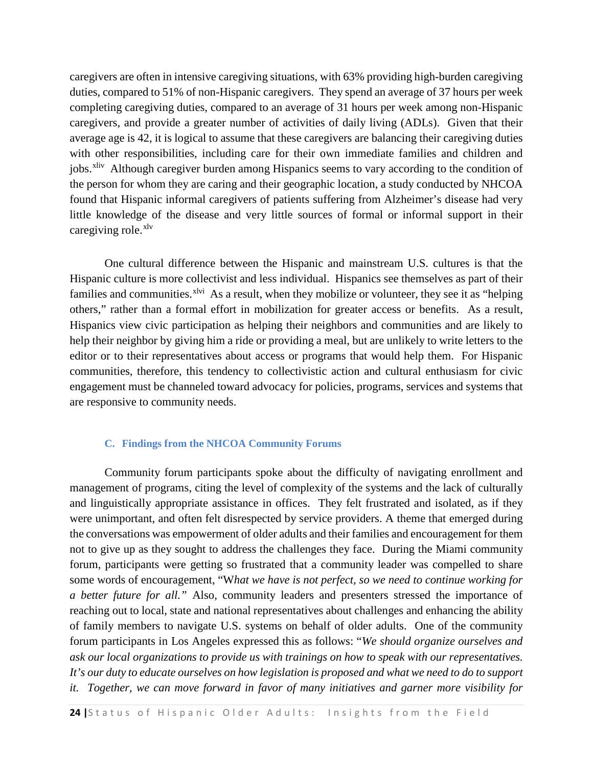caregivers are often in intensive caregiving situations, with 63% providing high-burden caregiving duties, compared to 51% of non-Hispanic caregivers. They spend an average of 37 hours per week completing caregiving duties, compared to an average of 31 hours per week among non-Hispanic caregivers, and provide a greater number of activities of daily living (ADLs). Given that their average age is 42, it is logical to assume that these caregivers are balancing their caregiving duties with other responsibilities, including care for their own immediate families and children and jobs.[xliv] Although caregiver burden among Hispanics seems to vary according to the condition of the person for whom they are caring and their geographic location, a study conducted by NHCOA found that Hispanic informal caregivers of patients suffering from Alzheimer's disease had very little knowledge of the disease and very little sources of formal or informal support in their caregiving role.[xlv]

One cultural difference between the Hispanic and mainstream U.S. cultures is that the Hispanic culture is more collectivist and less individual. Hispanics see themselves as part of their families and communities.[xlvi] As a result, when they mobilize or volunteer, they see it as "helping others," rather than a formal effort in mobilization for greater access or benefits. As a result, Hispanics view civic participation as helping their neighbors and communities and are likely to help their neighbor by giving him a ride or providing a meal, but are unlikely to write letters to the editor or to their representatives about access or programs that would help them. For Hispanic communities, therefore, this tendency to collectivistic action and cultural enthusiasm for civic engagement must be channeled toward advocacy for policies, programs, services and systems that are responsive to community needs.

### C. Findings from the NHCOA Community Forums

Community forum participants spoke about the difficulty of navigating enrollment and management of programs, citing the level of complexity of the systems and the lack of culturally and linguistically appropriate assistance in offices. They felt frustrated and isolated, as if they were unimportant, and often felt disrespected by service providers. A theme that emerged during the conversations was empowerment of older adults and their families and encouragement for them not to give up as they sought to address the challenges they face. During the Miami community forum, participants were getting so frustrated that a community leader was compelled to share some words of encouragement, "*What we have is not perfect, so we need to continue working for a better future for all.*" Also, community leaders and presenters stressed the importance of reaching out to local, state and national representatives about challenges and enhancing the ability of family members to navigate U.S. systems on behalf of older adults. One of the community forum participants in Los Angeles expressed this as follows: "*We should organize ourselves and ask our local organizations to provide us with trainings on how to speak with our representatives. It's our duty to educate ourselves on how legislation is proposed and what we need to do to support it. Together, we can move forward in favor of many initiatives and garner more visibility for*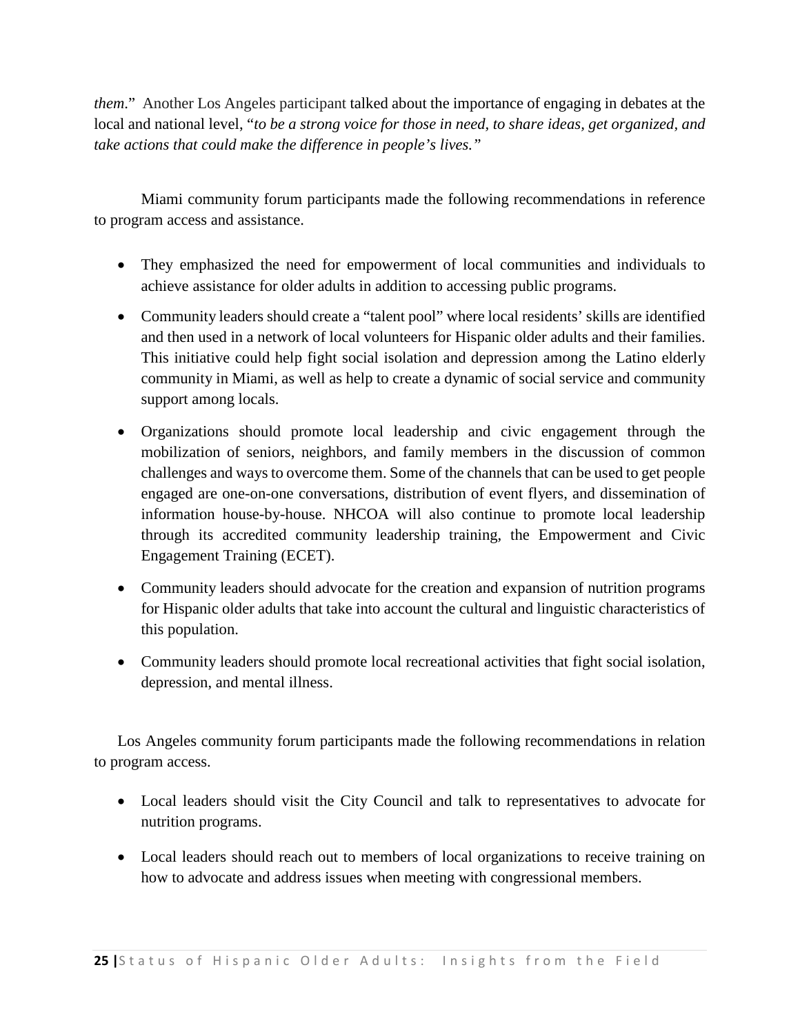*them*."  Another Los Angeles participant talked about the importance of engaging in debates at the local and national level, "*to be a strong voice for those in need, to share ideas, get organized, and take actions that could make the difference in people's lives."*

Miami community forum participants made the following recommendations in reference to program access and assistance.

- They emphasized the need for empowerment of local communities and individuals to achieve assistance for older adults in addition to accessing public programs.
- Community leaders should create a "talent pool" where local residents' skills are identified and then used in a network of local volunteers for Hispanic older adults and their families. This initiative could help fight social isolation and depression among the Latino elderly community in Miami, as well as help to create a dynamic of social service and community support among locals.
- Organizations should promote local leadership and civic engagement through the mobilization of seniors, neighbors, and family members in the discussion of common challenges and ways to overcome them. Some of the channels that can be used to get people engaged are one-on-one conversations, distribution of event flyers, and dissemination of information house-by-house. NHCOA will also continue to promote local leadership through its accredited community leadership training, the Empowerment and Civic Engagement Training (ECET).
- Community leaders should advocate for the creation and expansion of nutrition programs for Hispanic older adults that take into account the cultural and linguistic characteristics of this population.
- Community leaders should promote local recreational activities that fight social isolation, depression, and mental illness.

Los Angeles community forum participants made the following recommendations in relation to program access.

- Local leaders should visit the City Council and talk to representatives to advocate for nutrition programs.
- Local leaders should reach out to members of local organizations to receive training on how to advocate and address issues when meeting with congressional members.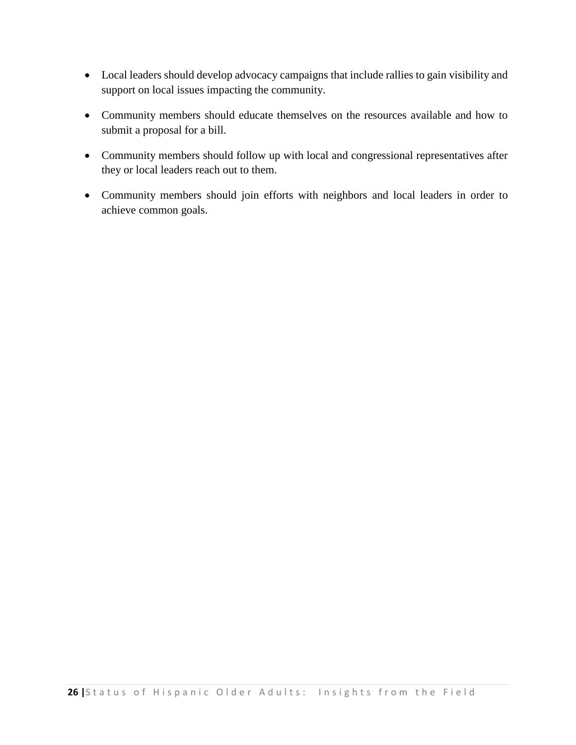- Local leaders should develop advocacy campaigns that include rallies to gain visibility and support on local issues impacting the community.
- Community members should educate themselves on the resources available and how to submit a proposal for a bill.
- Community members should follow up with local and congressional representatives after they or local leaders reach out to them.
- Community members should join efforts with neighbors and local leaders in order to achieve common goals.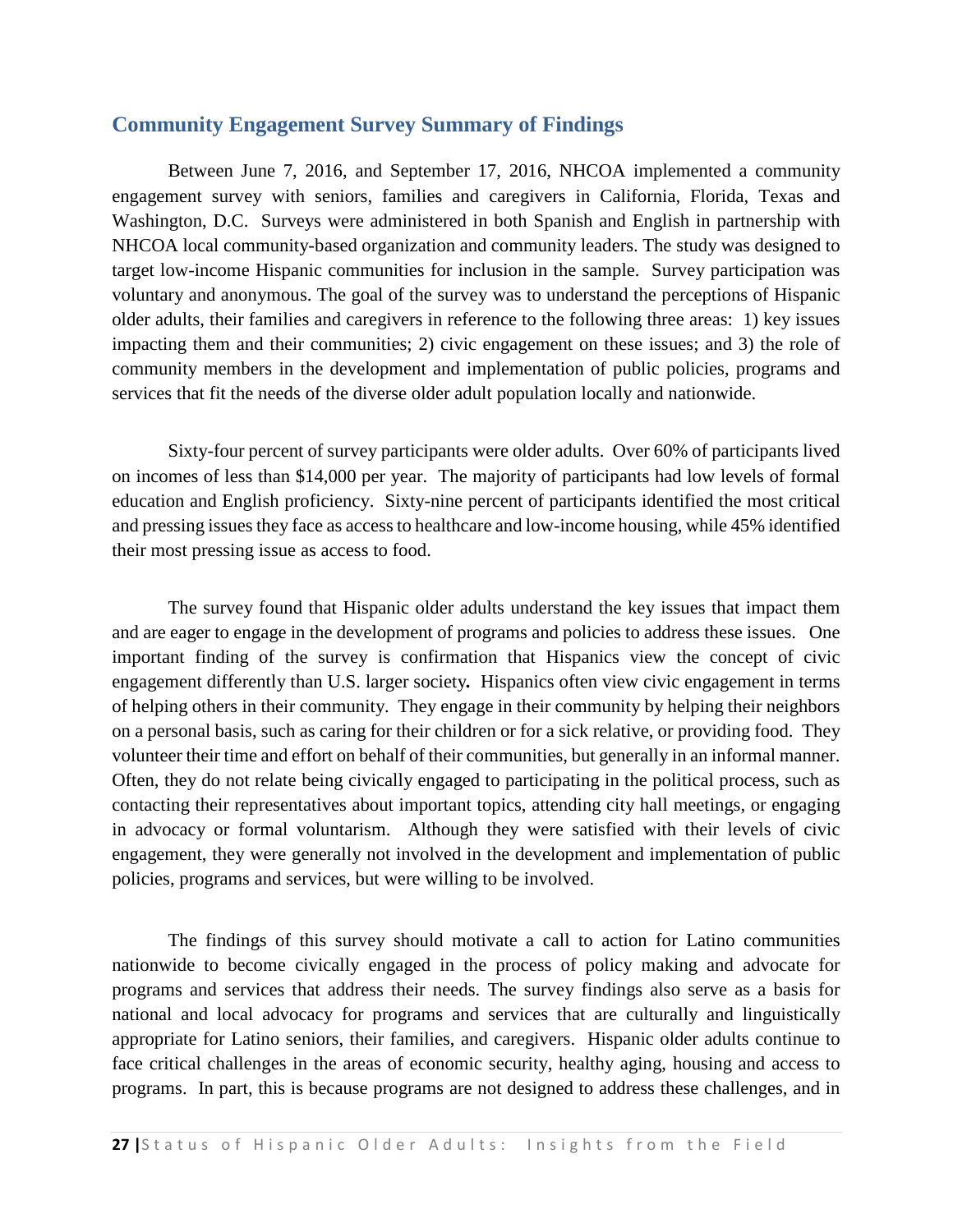## Community Engagement Survey Summary of Findings

Between June 7, 2016, and September 17, 2016, NHCOA implemented a community engagement survey with seniors, families and caregivers in California, Florida, Texas and Washington, D.C. Surveys were administered in both Spanish and English in partnership with NHCOA local community-based organization and community leaders. The study was designed to target low-income Hispanic communities for inclusion in the sample. Survey participation was voluntary and anonymous. The goal of the survey was to understand the perceptions of Hispanic older adults, their families and caregivers in reference to the following three areas: 1) key issues impacting them and their communities; 2) civic engagement on these issues; and 3) the role of community members in the development and implementation of public policies, programs and services that fit the needs of the diverse older adult population locally and nationwide.

Sixty-four percent of survey participants were older adults. Over 60% of participants lived on incomes of less than $14,000 per year. The majority of participants had low levels of formal education and English proficiency. Sixty-nine percent of participants identified the most critical and pressing issues they face as access to healthcare and low-income housing, while 45% identified their most pressing issue as access to food.

The survey found that Hispanic older adults understand the key issues that impact them and are eager to engage in the development of programs and policies to address these issues. One important finding of the survey is confirmation that Hispanics view the concept of civic engagement differently than U.S. larger society**.** Hispanics often view civic engagement in terms of helping others in their community. They engage in their community by helping their neighbors on a personal basis, such as caring for their children or for a sick relative, or providing food. They volunteer their time and effort on behalf of their communities, but generally in an informal manner. Often, they do not relate being civically engaged to participating in the political process, such as contacting their representatives about important topics, attending city hall meetings, or engaging in advocacy or formal voluntarism. Although they were satisfied with their levels of civic engagement, they were generally not involved in the development and implementation of public policies, programs and services, but were willing to be involved.

The findings of this survey should motivate a call to action for Latino communities nationwide to become civically engaged in the process of policy making and advocate for programs and services that address their needs. The survey findings also serve as a basis for national and local advocacy for programs and services that are culturally and linguistically appropriate for Latino seniors, their families, and caregivers. Hispanic older adults continue to face critical challenges in the areas of economic security, healthy aging, housing and access to programs. In part, this is because programs are not designed to address these challenges, and in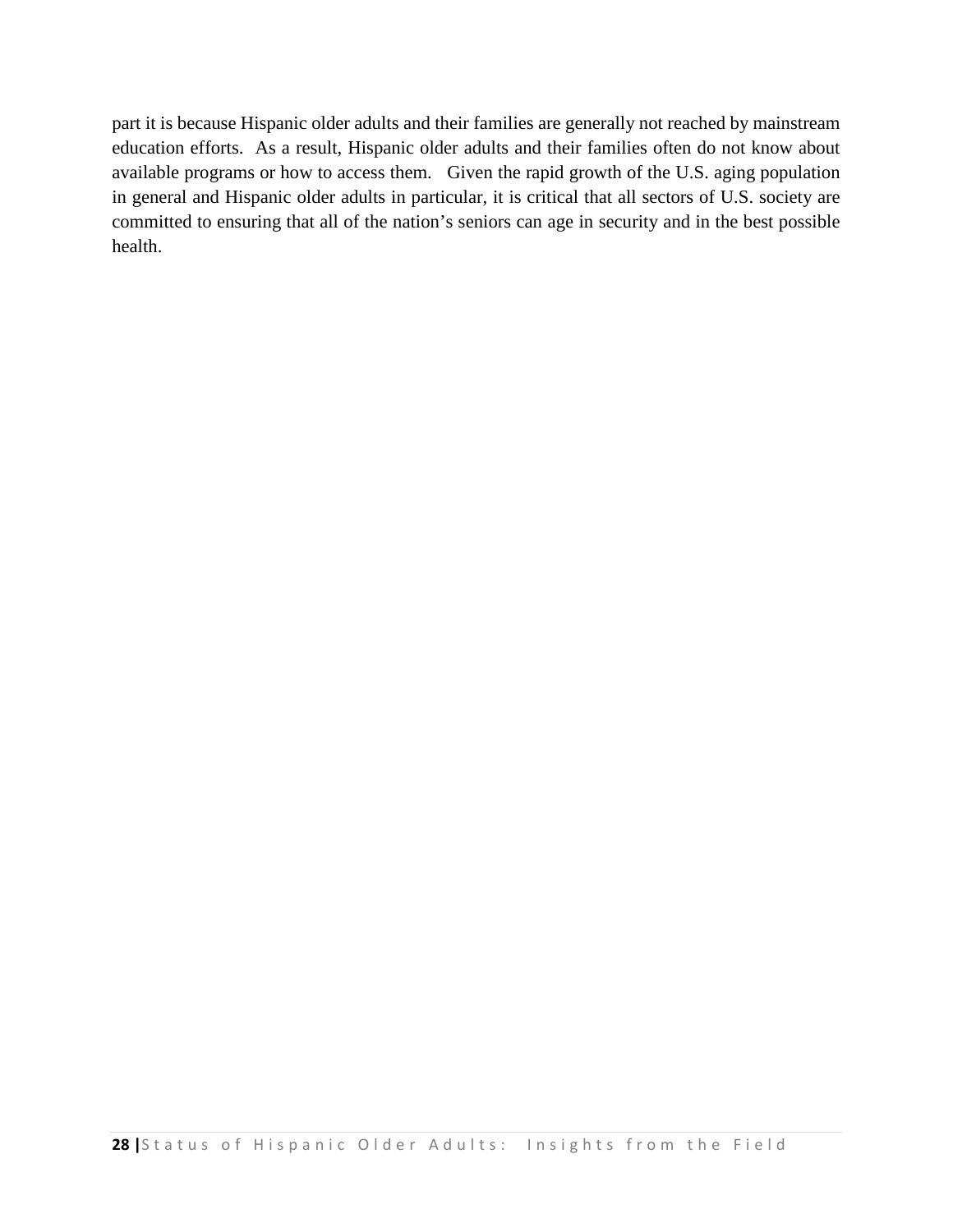part it is because Hispanic older adults and their families are generally not reached by mainstream education efforts. As a result, Hispanic older adults and their families often do not know about available programs or how to access them. Given the rapid growth of the U.S. aging population in general and Hispanic older adults in particular, it is critical that all sectors of U.S. society are committed to ensuring that all of the nation's seniors can age in security and in the best possible health.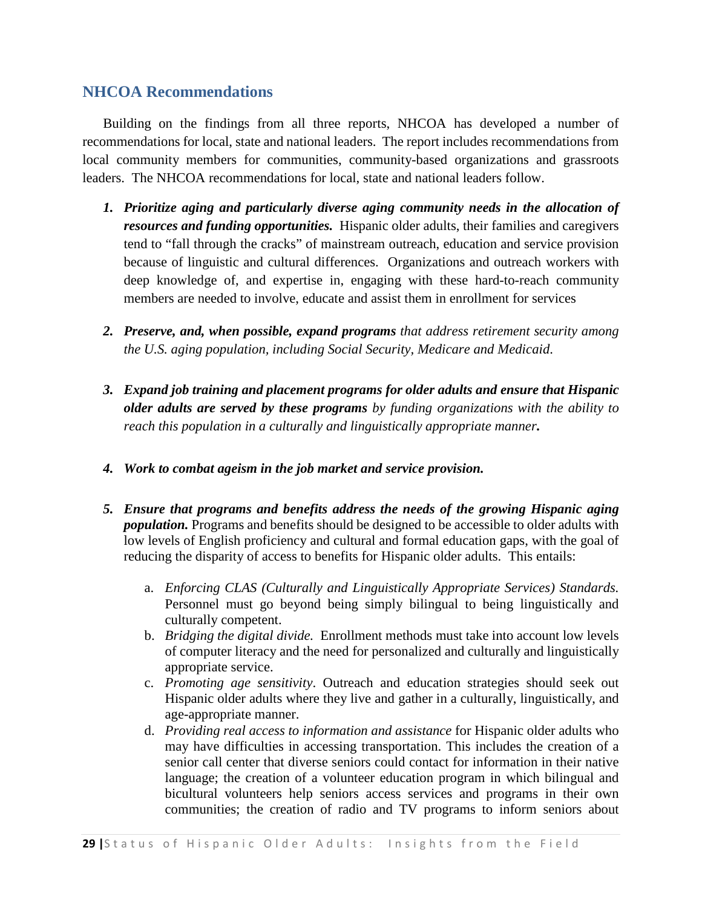## NHCOA Recommendations

Building on the findings from all three reports, NHCOA has developed a number of recommendations for local, state and national leaders. The report includes recommendations from local community members for communities, community-based organizations and grassroots leaders. The NHCOA recommendations for local, state and national leaders follow.

1. ***Prioritize aging and particularly diverse aging community needs in the allocation of resources and funding opportunities.*** Hispanic older adults, their families and caregivers tend to "fall through the cracks" of mainstream outreach, education and service provision because of linguistic and cultural differences. Organizations and outreach workers with deep knowledge of, and expertise in, engaging with these hard-to-reach community members are needed to involve, educate and assist them in enrollment for services

2. ***Preserve, and, when possible, expand programs*** *that address retirement security among the U.S. aging population, including Social Security, Medicare and Medicaid.*

3. ***Expand job training and placement programs for older adults and ensure that Hispanic older adults are served by these programs*** *by funding organizations with the ability to reach this population in a culturally and linguistically appropriate manner**.***

4. ***Work to combat ageism in the job market and service provision.***

5. ***Ensure that programs and benefits address the needs of the growing Hispanic aging population.*** Programs and benefits should be designed to be accessible to older adults with low levels of English proficiency and cultural and formal education gaps, with the goal of reducing the disparity of access to benefits for Hispanic older adults. This entails:

   a. *Enforcing CLAS (Culturally and Linguistically Appropriate Services) Standards.* Personnel must go beyond being simply bilingual to being linguistically and culturally competent.
   b. *Bridging the digital divide.* Enrollment methods must take into account low levels of computer literacy and the need for personalized and culturally and linguistically appropriate service.
   c. *Promoting age sensitivity*. Outreach and education strategies should seek out Hispanic older adults where they live and gather in a culturally, linguistically, and age-appropriate manner.
   d. *Providing real access to information and assistance* for Hispanic older adults who may have difficulties in accessing transportation. This includes the creation of a senior call center that diverse seniors could contact for information in their native language; the creation of a volunteer education program in which bilingual and bicultural volunteers help seniors access services and programs in their own communities; the creation of radio and TV programs to inform seniors about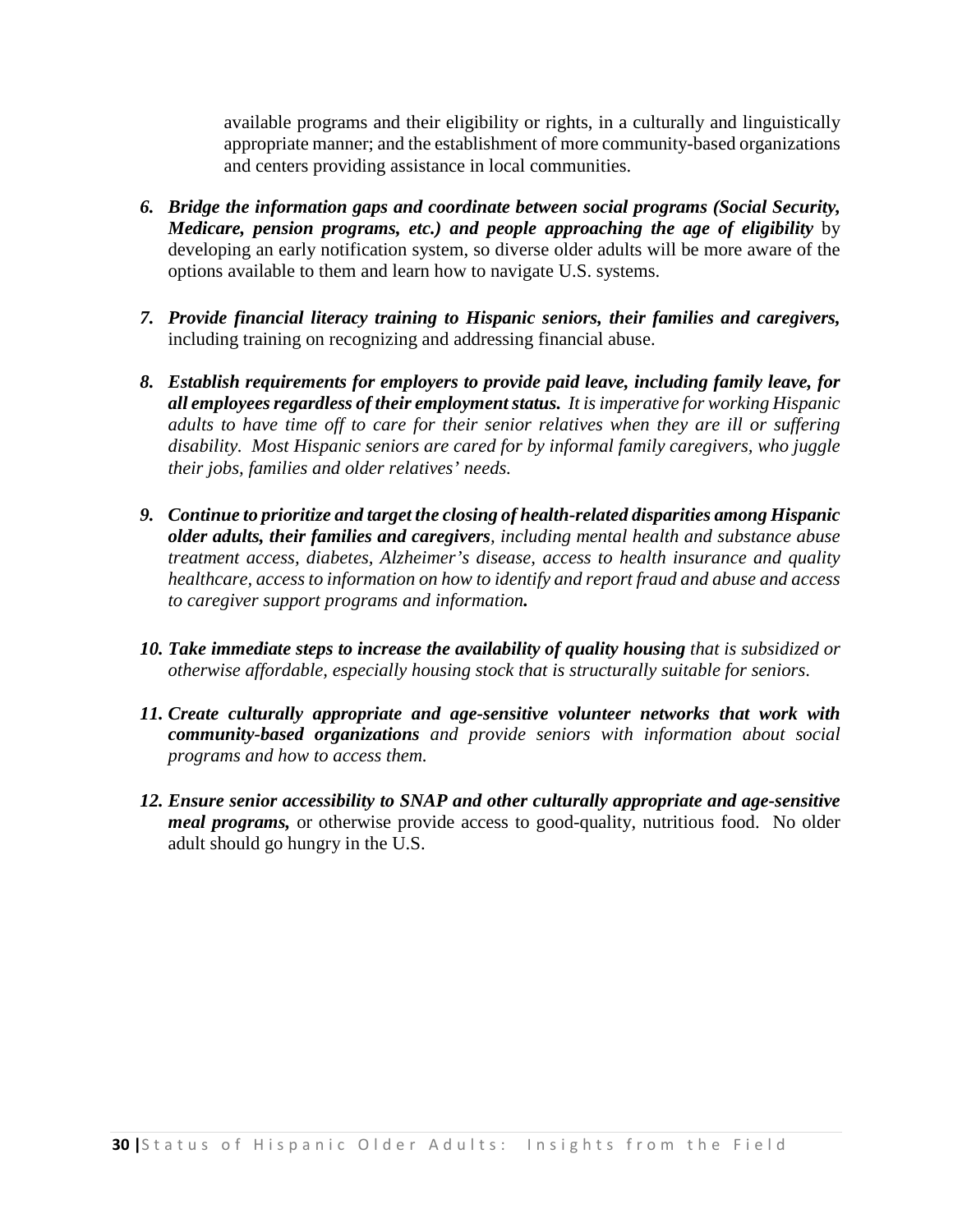available programs and their eligibility or rights, in a culturally and linguistically appropriate manner; and the establishment of more community-based organizations and centers providing assistance in local communities.

6. ***Bridge the information gaps and coordinate between social programs (Social Security, Medicare, pension programs, etc.) and people approaching the age of eligibility*** by developing an early notification system, so diverse older adults will be more aware of the options available to them and learn how to navigate U.S. systems.

7. ***Provide financial literacy training to Hispanic seniors, their families and caregivers,*** including training on recognizing and addressing financial abuse.

8. ***Establish requirements for employers to provide paid leave, including family leave, for all employees regardless of their employment status.*** *It is imperative for working Hispanic adults to have time off to care for their senior relatives when they are ill or suffering disability. Most Hispanic seniors are cared for by informal family caregivers, who juggle their jobs, families and older relatives' needs.*

9. ***Continue to prioritize and target the closing of health-related disparities among Hispanic older adults, their families and caregivers****, including mental health and substance abuse treatment access, diabetes, Alzheimer's disease, access to health insurance and quality healthcare, access to information on how to identify and report fraud and abuse and access to caregiver support programs and information****.***

10. ***Take immediate steps to increase the availability of quality housing*** *that is subsidized or otherwise affordable, especially housing stock that is structurally suitable for seniors.*

11. ***Create culturally appropriate and age-sensitive volunteer networks that work with community-based organizations*** *and provide seniors with information about social programs and how to access them.*

12. ***Ensure senior accessibility to SNAP and other culturally appropriate and age-sensitive meal programs,*** or otherwise provide access to good-quality, nutritious food. No older adult should go hungry in the U.S.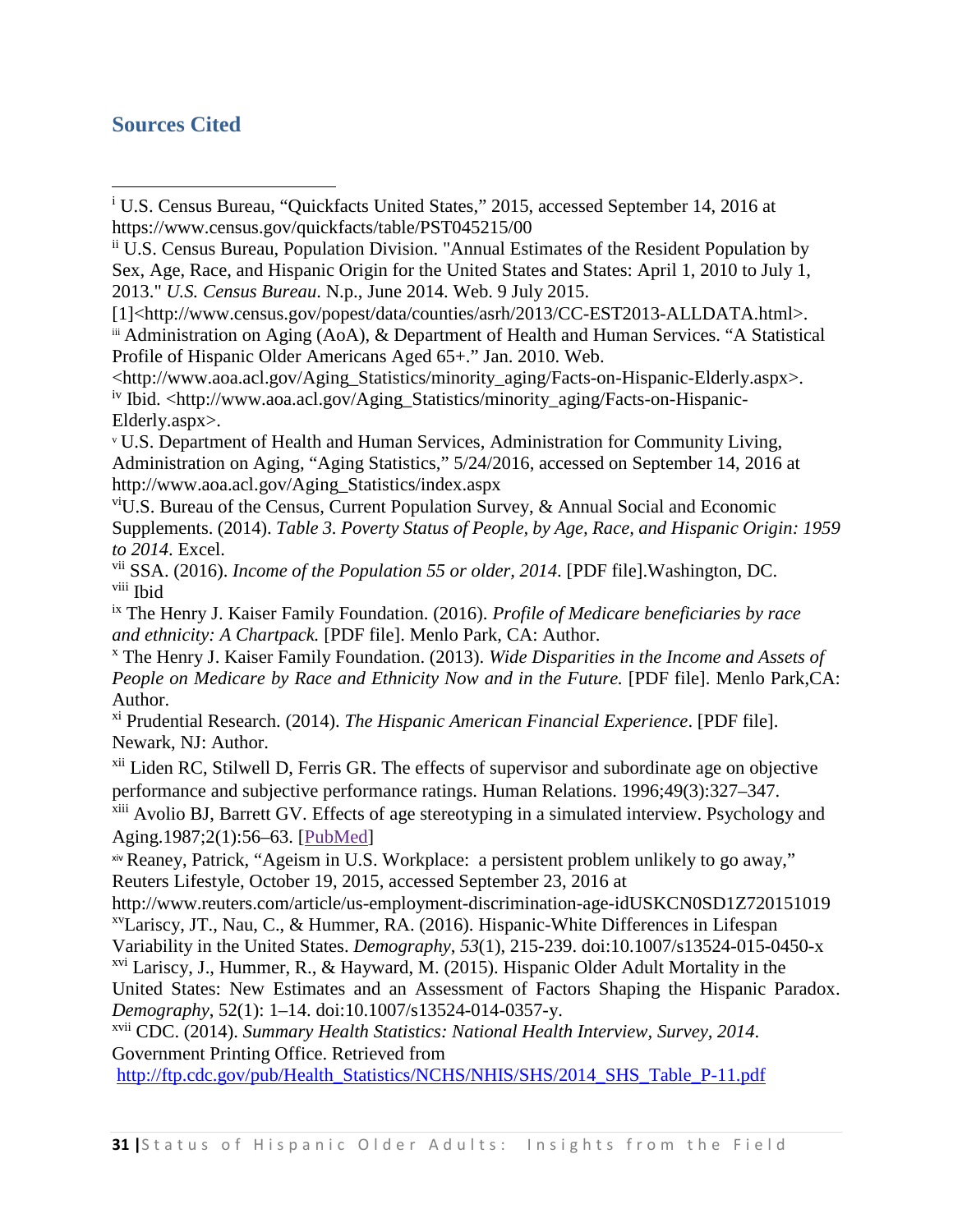## Sources Cited

---

[i] U.S. Census Bureau, "Quickfacts United States," 2015, accessed September 14, 2016 at https://www.census.gov/quickfacts/table/PST045215/00

[ii] U.S. Census Bureau, Population Division. "Annual Estimates of the Resident Population by Sex, Age, Race, and Hispanic Origin for the United States and States: April 1, 2010 to July 1, 2013." *U.S. Census Bureau*. N.p., June 2014. Web. 9 July 2015.
[1]<http://www.census.gov/popest/data/counties/asrh/2013/CC-EST2013-ALLDATA.html>.

[iii] Administration on Aging (AoA), & Department of Health and Human Services. "A Statistical Profile of Hispanic Older Americans Aged 65+." Jan. 2010. Web.
<http://www.aoa.acl.gov/Aging_Statistics/minority_aging/Facts-on-Hispanic-Elderly.aspx>.

[iv] Ibid. <http://www.aoa.acl.gov/Aging_Statistics/minority_aging/Facts-on-Hispanic-Elderly.aspx>.

[v] U.S. Department of Health and Human Services, Administration for Community Living, Administration on Aging, "Aging Statistics," 5/24/2016, accessed on September 14, 2016 at http://www.aoa.acl.gov/Aging_Statistics/index.aspx

[vi] U.S. Bureau of the Census, Current Population Survey, & Annual Social and Economic Supplements. (2014). *Table 3. Poverty Status of People, by Age, Race, and Hispanic Origin: 1959 to 2014*. Excel.

[vii] SSA. (2016). *Income of the Population 55 or older, 2014*. [PDF file].Washington, DC.

[viii] Ibid

[ix] The Henry J. Kaiser Family Foundation. (2016). *Profile of Medicare beneficiaries by race and ethnicity: A Chartpack.* [PDF file]. Menlo Park, CA: Author.

[x] The Henry J. Kaiser Family Foundation. (2013). *Wide Disparities in the Income and Assets of People on Medicare by Race and Ethnicity Now and in the Future.* [PDF file]. Menlo Park,CA: Author.

[xi] Prudential Research. (2014). *The Hispanic American Financial Experience*. [PDF file]. Newark, NJ: Author.

[xii] Liden RC, Stilwell D, Ferris GR. The effects of supervisor and subordinate age on objective performance and subjective performance ratings. Human Relations. 1996;49(3):327–347.

[xiii] Avolio BJ, Barrett GV. Effects of age stereotyping in a simulated interview. Psychology and Aging.1987;2(1):56–63. [PubMed]

[xiv] Reaney, Patrick, "Ageism in U.S. Workplace: a persistent problem unlikely to go away," Reuters Lifestyle, October 19, 2015, accessed September 23, 2016 at http://www.reuters.com/article/us-employment-discrimination-age-idUSKCN0SD1Z720151019

[xv] Lariscy, JT., Nau, C., & Hummer, RA. (2016). Hispanic-White Differences in Lifespan Variability in the United States. *Demography*, *53*(1), 215-239. doi:10.1007/s13524-015-0450-x

[xvi] Lariscy, J., Hummer, R., & Hayward, M. (2015). Hispanic Older Adult Mortality in the United States: New Estimates and an Assessment of Factors Shaping the Hispanic Paradox. *Demography*, 52(1): 1–14. doi:10.1007/s13524-014-0357-y.

[xvii] CDC. (2014). *Summary Health Statistics: National Health Interview, Survey, 2014.* Government Printing Office. Retrieved from
http://ftp.cdc.gov/pub/Health_Statistics/NCHS/NHIS/SHS/2014_SHS_Table_P-11.pdf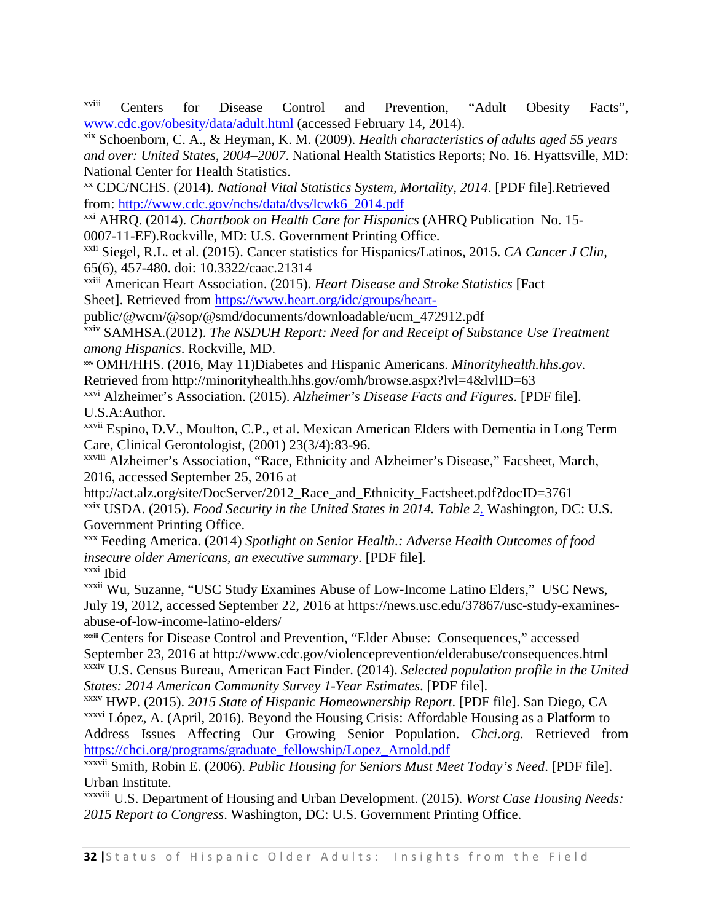[xviii] Centers for Disease Control and Prevention, "Adult Obesity Facts", www.cdc.gov/obesity/data/adult.html (accessed February 14, 2014).

[xix] Schoenborn, C. A., & Heyman, K. M. (2009). *Health characteristics of adults aged 55 years and over: United States, 2004–2007*. National Health Statistics Reports; No. 16. Hyattsville, MD: National Center for Health Statistics.

[xx] CDC/NCHS. (2014). *National Vital Statistics System, Mortality, 2014*. [PDF file].Retrieved from: http://www.cdc.gov/nchs/data/dvs/lcwk6_2014.pdf

[xxi] AHRQ. (2014). *Chartbook on Health Care for Hispanics* (AHRQ Publication No. 15-0007-11-EF).Rockville, MD: U.S. Government Printing Office.

[xxii] Siegel, R.L. et al. (2015). Cancer statistics for Hispanics/Latinos, 2015. *CA Cancer J Clin*, 65(6), 457-480. doi: 10.3322/caac.21314

[xxiii] American Heart Association. (2015). *Heart Disease and Stroke Statistics* [Fact Sheet]. Retrieved from https://www.heart.org/idc/groups/heart-public/@wcm/@sop/@smd/documents/downloadable/ucm_472912.pdf

[xxiv] SAMHSA.(2012). *The NSDUH Report: Need for and Receipt of Substance Use Treatment among Hispanics*. Rockville, MD.

[xxv] OMH/HHS. (2016, May 11)Diabetes and Hispanic Americans. *Minorityhealth.hhs.gov*. Retrieved from http://minorityhealth.hhs.gov/omh/browse.aspx?lvl=4&lvlID=63

[xxvi] Alzheimer's Association. (2015). *Alzheimer's Disease Facts and Figures*. [PDF file]. U.S.A:Author.

[xxvii] Espino, D.V., Moulton, C.P., et al. Mexican American Elders with Dementia in Long Term Care, Clinical Gerontologist, (2001) 23(3/4):83-96.

[xxviii] Alzheimer's Association, "Race, Ethnicity and Alzheimer's Disease," Facsheet, March, 2016, accessed September 25, 2016 at http://act.alz.org/site/DocServer/2012_Race_and_Ethnicity_Factsheet.pdf?docID=3761

[xxix] USDA. (2015). *Food Security in the United States in 2014. Table 2*. Washington, DC: U.S. Government Printing Office.

[xxx] Feeding America. (2014) *Spotlight on Senior Health.: Adverse Health Outcomes of food insecure older Americans, an executive summary*. [PDF file].

[xxxi] Ibid

[xxxii] Wu, Suzanne, "USC Study Examines Abuse of Low-Income Latino Elders," USC News, July 19, 2012, accessed September 22, 2016 at https://news.usc.edu/37867/usc-study-examines-abuse-of-low-income-latino-elders/

[xxxiii] Centers for Disease Control and Prevention, "Elder Abuse: Consequences," accessed September 23, 2016 at http://www.cdc.gov/violenceprevention/elderabuse/consequences.html

[xxxiv] U.S. Census Bureau, American Fact Finder. (2014). *Selected population profile in the United States: 2014 American Community Survey 1-Year Estimates*. [PDF file].

[xxxv] HWP. (2015). *2015 State of Hispanic Homeownership Report*. [PDF file]. San Diego, CA

[xxxvi] López, A. (April, 2016). Beyond the Housing Crisis: Affordable Housing as a Platform to Address Issues Affecting Our Growing Senior Population. *Chci.org*. Retrieved from https://chci.org/programs/graduate_fellowship/Lopez_Arnold.pdf

[xxxvii] Smith, Robin E. (2006). *Public Housing for Seniors Must Meet Today's Need*. [PDF file]. Urban Institute.

[xxxviii] U.S. Department of Housing and Urban Development. (2015). *Worst Case Housing Needs: 2015 Report to Congress*. Washington, DC: U.S. Government Printing Office.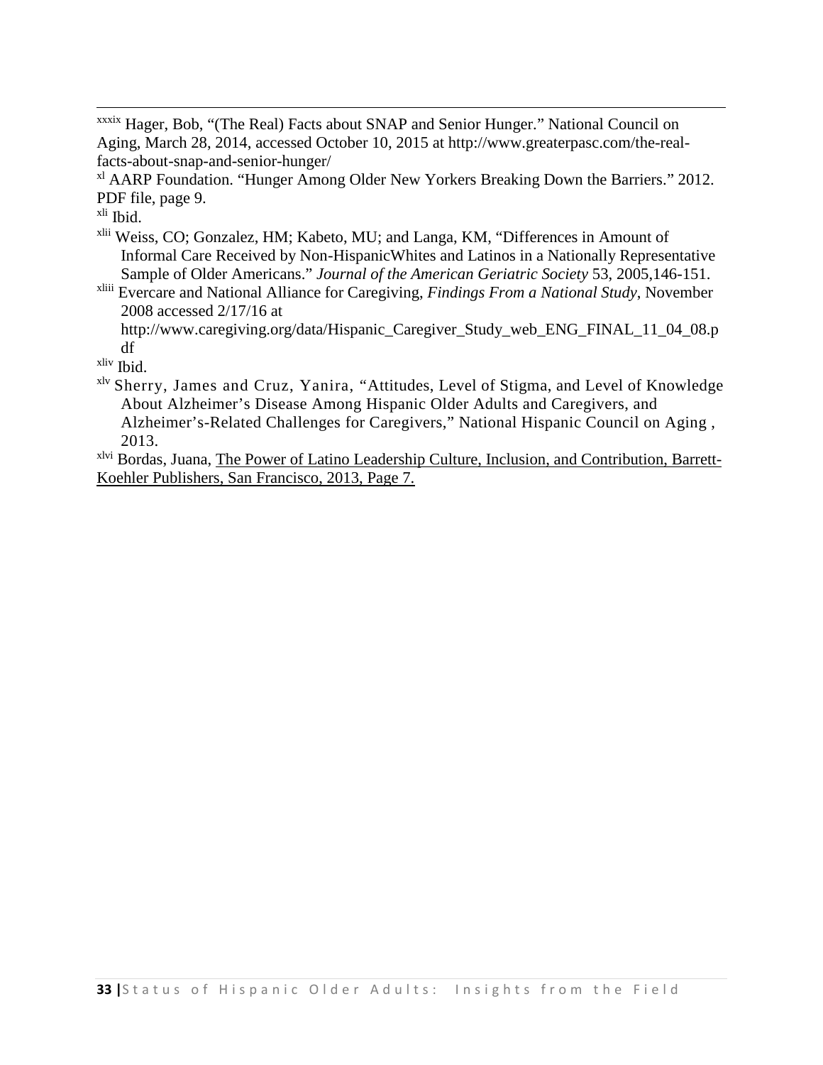[xxxix] Hager, Bob, "(The Real) Facts about SNAP and Senior Hunger." National Council on Aging, March 28, 2014, accessed October 10, 2015 at http://www.greaterpasc.com/the-real-facts-about-snap-and-senior-hunger/

[xl] AARP Foundation. "Hunger Among Older New Yorkers Breaking Down the Barriers." 2012. PDF file, page 9.

[xli] Ibid.

[xlii] Weiss, CO; Gonzalez, HM; Kabeto, MU; and Langa, KM, "Differences in Amount of Informal Care Received by Non-HispanicWhites and Latinos in a Nationally Representative Sample of Older Americans." *Journal of the American Geriatric Society* 53, 2005,146-151.

[xliii] Evercare and National Alliance for Caregiving, *Findings From a National Study*, November 2008 accessed 2/17/16 at http://www.caregiving.org/data/Hispanic_Caregiver_Study_web_ENG_FINAL_11_04_08.pdf

[xliv] Ibid.

[xlv] Sherry, James and Cruz, Yanira, "Attitudes, Level of Stigma, and Level of Knowledge About Alzheimer's Disease Among Hispanic Older Adults and Caregivers, and Alzheimer's-Related Challenges for Caregivers," National Hispanic Council on Aging , 2013.

[xlvi] Bordas, Juana, The Power of Latino Leadership Culture, Inclusion, and Contribution, Barrett-Koehler Publishers, San Francisco, 2013, Page 7.